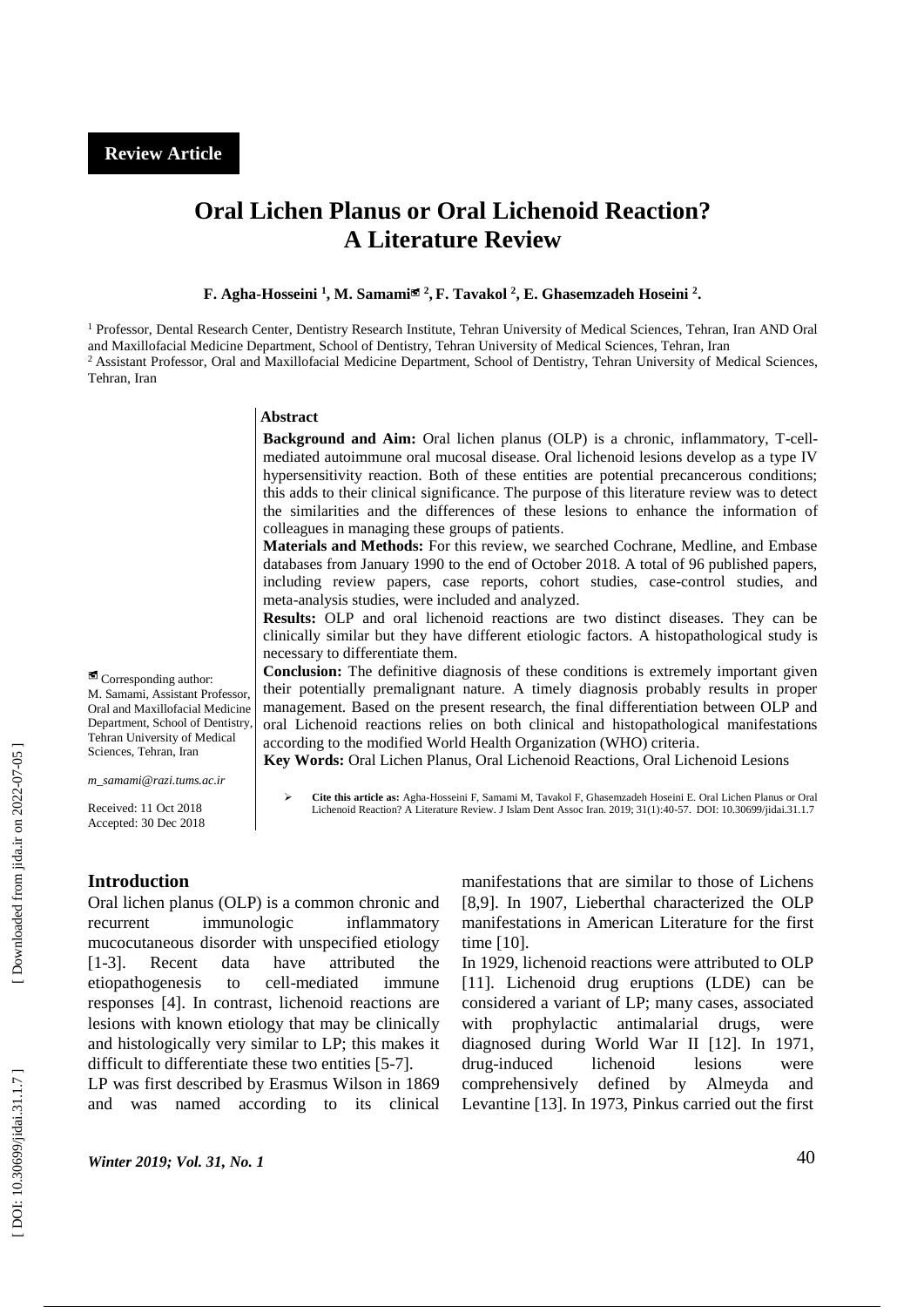**Review Article**

# Oral Lichen Planus or Oral Lichenoid Reaction? A Literature Review

**F. Agha-Hosseini [1], M. Samami [2], F. Tavakol [2], E. Ghasemzadeh Hoseini [2].**

[1] Professor, Dental Research Center, Dentistry Research Institute, Tehran University of Medical Sciences, Tehran, Iran AND Oral and Maxillofacial Medicine Department, School of Dentistry, Tehran University of Medical Sciences, Tehran, Iran

[2] Assistant Professor, Oral and Maxillofacial Medicine Department, School of Dentistry, Tehran University of Medical Sciences, Tehran, Iran

Corresponding author:
M. Samami, Assistant Professor, Oral and Maxillofacial Medicine Department, School of Dentistry, Tehran University of Medical Sciences, Tehran, Iran

*m_samami@razi.tums.ac.ir*

Received: 11 Oct 2018
Accepted: 30 Dec 2018

## Abstract

**Background and Aim:** Oral lichen planus (OLP) is a chronic, inflammatory, T-cell-mediated autoimmune oral mucosal disease. Oral lichenoid lesions develop as a type IV hypersensitivity reaction. Both of these entities are potential precancerous conditions; this adds to their clinical significance. The purpose of this literature review was to detect the similarities and the differences of these lesions to enhance the information of colleagues in managing these groups of patients.

**Materials and Methods:** For this review, we searched Cochrane, Medline, and Embase databases from January 1990 to the end of October 2018. A total of 96 published papers, including review papers, case reports, cohort studies, case-control studies, and meta-analysis studies, were included and analyzed.

**Results:** OLP and oral lichenoid reactions are two distinct diseases. They can be clinically similar but they have different etiologic factors. A histopathological study is necessary to differentiate them.

**Conclusion:** The definitive diagnosis of these conditions is extremely important given their potentially premalignant nature. A timely diagnosis probably results in proper management. Based on the present research, the final differentiation between OLP and oral Lichenoid reactions relies on both clinical and histopathological manifestations according to the modified World Health Organization (WHO) criteria.

**Key Words:** Oral Lichen Planus, Oral Lichenoid Reactions, Oral Lichenoid Lesions

> **Cite this article as:** Agha-Hosseini F, Samami M, Tavakol F, Ghasemzadeh Hoseini E. Oral Lichen Planus or Oral Lichenoid Reaction? A Literature Review. J Islam Dent Assoc Iran. 2019; 31(1):40-57. DOI: 10.30699/jidai.31.1.7

## Introduction

Oral lichen planus (OLP) is a common chronic and recurrent immunologic inflammatory mucocutaneous disorder with unspecified etiology [1-3]. Recent data have attributed the etiopathogenesis to cell-mediated immune responses [4]. In contrast, lichenoid reactions are lesions with known etiology that may be clinically and histologically very similar to LP; this makes it difficult to differentiate these two entities [5-7].

LP was first described by Erasmus Wilson in 1869 and was named according to its clinical manifestations that are similar to those of Lichens [8,9]. In 1907, Lieberthal characterized the OLP manifestations in American Literature for the first time [10].

In 1929, lichenoid reactions were attributed to OLP [11]. Lichenoid drug eruptions (LDE) can be considered a variant of LP; many cases, associated with prophylactic antimalarial drugs, were diagnosed during World War II [12]. In 1971, drug-induced lichenoid lesions were comprehensively defined by Almeyda and Levantine [13]. In 1973, Pinkus carried out the first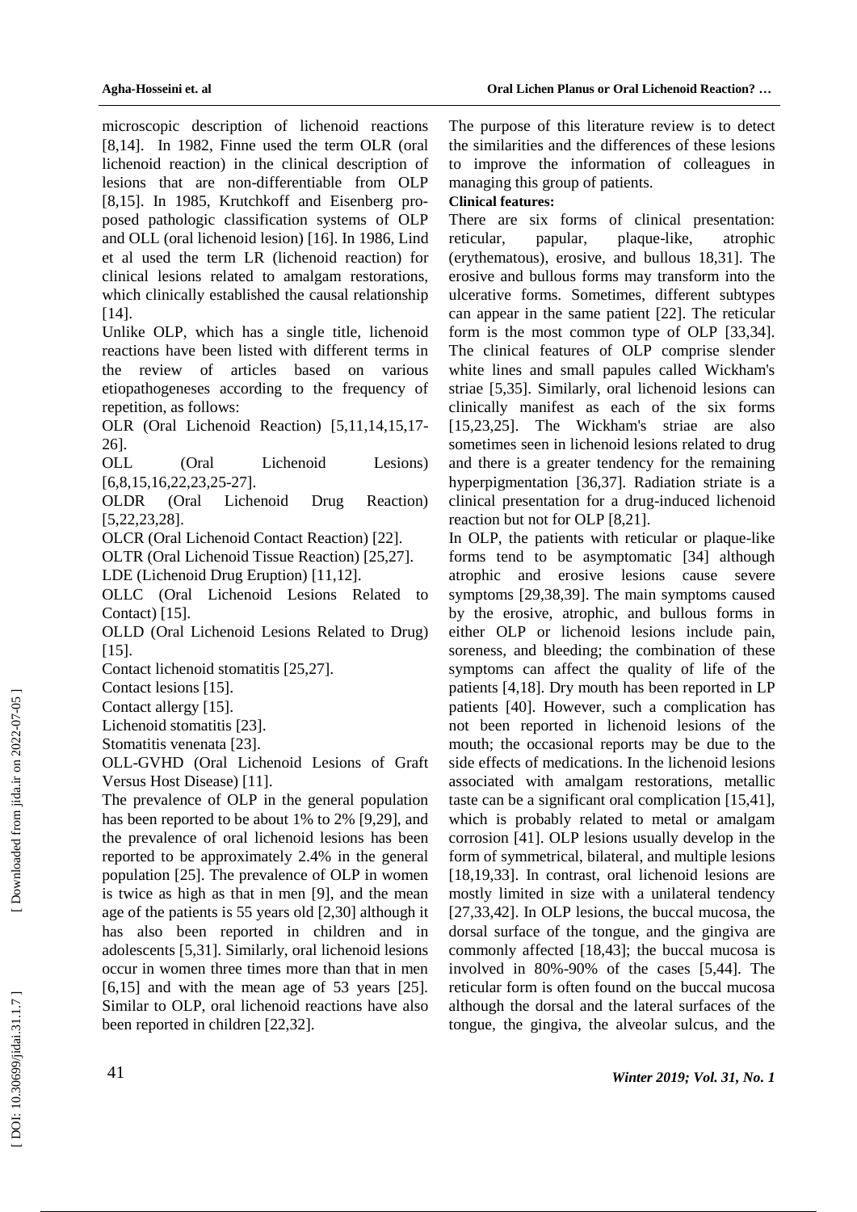microscopic description of lichenoid reactions [8,14]. In 1982, Finne used the term OLR (oral lichenoid reaction) in the clinical description of lesions that are non-differentiable from OLP [8,15]. In 1985, Krutchkoff and Eisenberg proposed pathologic classification systems of OLP and OLL (oral lichenoid lesion) [16]. In 1986, Lind et al used the term LR (lichenoid reaction) for clinical lesions related to amalgam restorations, which clinically established the causal relationship [14].

Unlike OLP, which has a single title, lichenoid reactions have been listed with different terms in the review of articles based on various etiopathogeneses according to the frequency of repetition, as follows:

OLR (Oral Lichenoid Reaction) [5,11,14,15,17-26].

OLL (Oral Lichenoid Lesions) [6,8,15,16,22,23,25-27].

OLDR (Oral Lichenoid Drug Reaction) [5,22,23,28].

OLCR (Oral Lichenoid Contact Reaction) [22].

OLTR (Oral Lichenoid Tissue Reaction) [25,27].

LDE (Lichenoid Drug Eruption) [11,12].

OLLC (Oral Lichenoid Lesions Related to Contact) [15].

OLLD (Oral Lichenoid Lesions Related to Drug) [15].

Contact lichenoid stomatitis [25,27].

Contact lesions [15].

Contact allergy [15].

Lichenoid stomatitis [23].

Stomatitis venenata [23].

OLL-GVHD (Oral Lichenoid Lesions of Graft Versus Host Disease) [11].

The prevalence of OLP in the general population has been reported to be about 1% to 2% [9,29], and the prevalence of oral lichenoid lesions has been reported to be approximately 2.4% in the general population [25]. The prevalence of OLP in women is twice as high as that in men [9], and the mean age of the patients is 55 years old [2,30] although it has also been reported in children and in adolescents [5,31]. Similarly, oral lichenoid lesions occur in women three times more than that in men [6,15] and with the mean age of 53 years [25]. Similar to OLP, oral lichenoid reactions have also been reported in children [22,32].

The purpose of this literature review is to detect the similarities and the differences of these lesions to improve the information of colleagues in managing this group of patients.

**Clinical features:**

There are six forms of clinical presentation: reticular, papular, plaque-like, atrophic (erythematous), erosive, and bullous 18,31]. The erosive and bullous forms may transform into the ulcerative forms. Sometimes, different subtypes can appear in the same patient [22]. The reticular form is the most common type of OLP [33,34]. The clinical features of OLP comprise slender white lines and small papules called Wickham's striae [5,35]. Similarly, oral lichenoid lesions can clinically manifest as each of the six forms [15,23,25]. The Wickham's striae are also sometimes seen in lichenoid lesions related to drug and there is a greater tendency for the remaining hyperpigmentation [36,37]. Radiation striate is a clinical presentation for a drug-induced lichenoid reaction but not for OLP [8,21].

In OLP, the patients with reticular or plaque-like forms tend to be asymptomatic [34] although atrophic and erosive lesions cause severe symptoms [29,38,39]. The main symptoms caused by the erosive, atrophic, and bullous forms in either OLP or lichenoid lesions include pain, soreness, and bleeding; the combination of these symptoms can affect the quality of life of the patients [4,18]. Dry mouth has been reported in LP patients [40]. However, such a complication has not been reported in lichenoid lesions of the mouth; the occasional reports may be due to the side effects of medications. In the lichenoid lesions associated with amalgam restorations, metallic taste can be a significant oral complication [15,41], which is probably related to metal or amalgam corrosion [41]. OLP lesions usually develop in the form of symmetrical, bilateral, and multiple lesions [18,19,33]. In contrast, oral lichenoid lesions are mostly limited in size with a unilateral tendency [27,33,42]. In OLP lesions, the buccal mucosa, the dorsal surface of the tongue, and the gingiva are commonly affected [18,43]; the buccal mucosa is involved in 80%-90% of the cases [5,44]. The reticular form is often found on the buccal mucosa although the dorsal and the lateral surfaces of the tongue, the gingiva, the alveolar sulcus, and the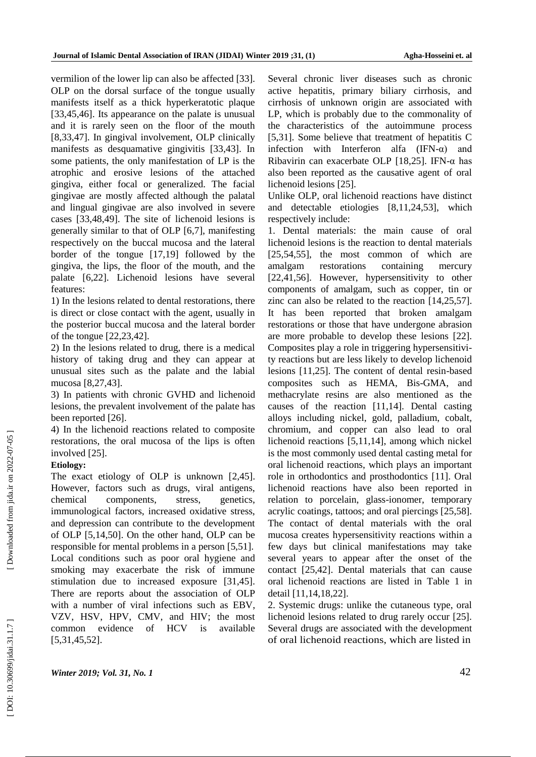vermilion of the lower lip can also be affected [33]. OLP on the dorsal surface of the tongue usually manifests itself as a thick hyperkeratotic plaque [33,45,46]. Its appearance on the palate is unusual and it is rarely seen on the floor of the mouth [8,33,47]. In gingival involvement, OLP clinically manifests as desquamative gingivitis [33,43]. In some patients, the only manifestation of LP is the atrophic and erosive lesions of the attached gingiva, either focal or generalized. The facial gingivae are mostly affected although the palatal and lingual gingivae are also involved in severe cases [33,48,49]. The site of lichenoid lesions is generally similar to that of OLP [6,7], manifesting respectively on the buccal mucosa and the lateral border of the tongue [17,19] followed by the gingiva, the lips, the floor of the mouth, and the palate [6,22]. Lichenoid lesions have several features:

1) In the lesions related to dental restorations, there is direct or close contact with the agent, usually in the posterior buccal mucosa and the lateral border of the tongue [22,23,42].

2) In the lesions related to drug, there is a medical history of taking drug and they can appear at unusual sites such as the palate and the labial mucosa [8,27,43].

3) In patients with chronic GVHD and lichenoid lesions, the prevalent involvement of the palate has been reported [26].

4) In the lichenoid reactions related to composite restorations, the oral mucosa of the lips is often involved [25].

**Etiology:**

The exact etiology of OLP is unknown [2,45]. However, factors such as drugs, viral antigens, chemical components, stress, genetics, immunological factors, increased oxidative stress, and depression can contribute to the development of OLP [5,14,50]. On the other hand, OLP can be responsible for mental problems in a person [5,51]. Local conditions such as poor oral hygiene and smoking may exacerbate the risk of immune stimulation due to increased exposure [31,45]. There are reports about the association of OLP with a number of viral infections such as EBV, VZV, HSV, HPV, CMV, and HIV; the most common evidence of HCV is available [5,31,45,52].

Several chronic liver diseases such as chronic active hepatitis, primary biliary cirrhosis, and cirrhosis of unknown origin are associated with LP, which is probably due to the commonality of the characteristics of the autoimmune process [5,31]. Some believe that treatment of hepatitis C infection with Interferon alfa (IFN-α) and Ribavirin can exacerbate OLP [18,25]. IFN-α has also been reported as the causative agent of oral lichenoid lesions [25].

Unlike OLP, oral lichenoid reactions have distinct and detectable etiologies [8,11,24,53], which respectively include:

1. Dental materials: the main cause of oral lichenoid lesions is the reaction to dental materials [25,54,55], the most common of which are amalgam restorations containing mercury [22,41,56]. However, hypersensitivity to other components of amalgam, such as copper, tin or zinc can also be related to the reaction [14,25,57]. It has been reported that broken amalgam restorations or those that have undergone abrasion are more probable to develop these lesions [22]. Composites play a role in triggering hypersensitivity reactions but are less likely to develop lichenoid lesions [11,25]. The content of dental resin-based composites such as HEMA, Bis-GMA, and methacrylate resins are also mentioned as the causes of the reaction [11,14]. Dental casting alloys including nickel, gold, palladium, cobalt, chromium, and copper can also lead to oral lichenoid reactions [5,11,14], among which nickel is the most commonly used dental casting metal for oral lichenoid reactions, which plays an important role in orthodontics and prosthodontics [11]. Oral lichenoid reactions have also been reported in relation to porcelain, glass-ionomer, temporary acrylic coatings, tattoos; and oral piercings [25,58]. The contact of dental materials with the oral mucosa creates hypersensitivity reactions within a few days but clinical manifestations may take several years to appear after the onset of the contact [25,42]. Dental materials that can cause oral lichenoid reactions are listed in Table 1 in detail [11,14,18,22].

2. Systemic drugs: unlike the cutaneous type, oral lichenoid lesions related to drug rarely occur [25]. Several drugs are associated with the development of oral lichenoid reactions, which are listed in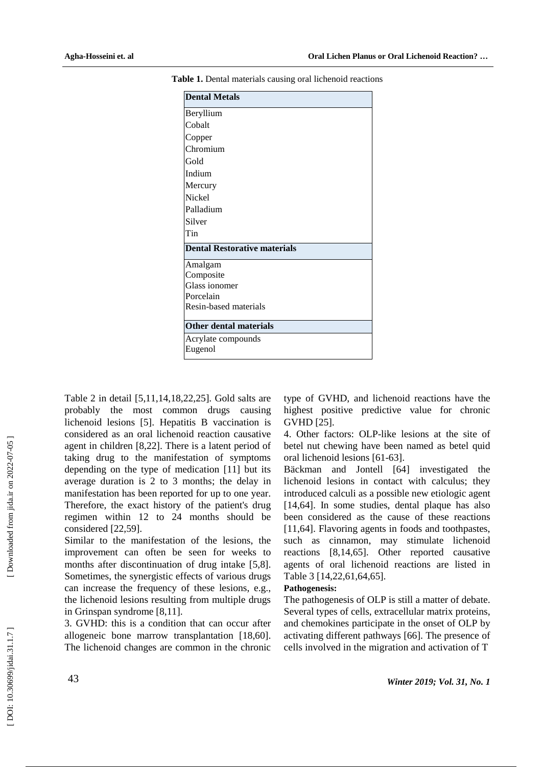**Table 1.** Dental materials causing oral lichenoid reactions

| **Dental Metals** |
|---|
| Beryllium |
| Cobalt |
| Copper |
| Chromium |
| Gold |
| Indium |
| Mercury |
| Nickel |
| Palladium |
| Silver |
| Tin |
| **Dental Restorative materials** |
| Amalgam |
| Composite |
| Glass ionomer |
| Porcelain |
| Resin-based materials |
| **Other dental materials** |
| Acrylate compounds |
| Eugenol |

Table 2 in detail [5,11,14,18,22,25]. Gold salts are probably the most common drugs causing lichenoid lesions [5]. Hepatitis B vaccination is considered as an oral lichenoid reaction causative agent in children [8,22]. There is a latent period of taking drug to the manifestation of symptoms depending on the type of medication [11] but its average duration is 2 to 3 months; the delay in manifestation has been reported for up to one year. Therefore, the exact history of the patient's drug regimen within 12 to 24 months should be considered [22,59].

Similar to the manifestation of the lesions, the improvement can often be seen for weeks to months after discontinuation of drug intake [5,8]. Sometimes, the synergistic effects of various drugs can increase the frequency of these lesions, e.g., the lichenoid lesions resulting from multiple drugs in Grinspan syndrome [8,11].

3. GVHD: this is a condition that can occur after allogeneic bone marrow transplantation [18,60]. The lichenoid changes are common in the chronic type of GVHD, and lichenoid reactions have the highest positive predictive value for chronic GVHD [25].

4. Other factors: OLP-like lesions at the site of betel nut chewing have been named as betel quid oral lichenoid lesions [61-63].

Bäckman and Jontell [64] investigated the lichenoid lesions in contact with calculus; they introduced calculi as a possible new etiologic agent [14,64]. In some studies, dental plaque has also been considered as the cause of these reactions [11,64]. Flavoring agents in foods and toothpastes, such as cinnamon, may stimulate lichenoid reactions [8,14,65]. Other reported causative agents of oral lichenoid reactions are listed in Table 3 [14,22,61,64,65].

**Pathogenesis:**

The pathogenesis of OLP is still a matter of debate. Several types of cells, extracellular matrix proteins, and chemokines participate in the onset of OLP by activating different pathways [66]. The presence of cells involved in the migration and activation of T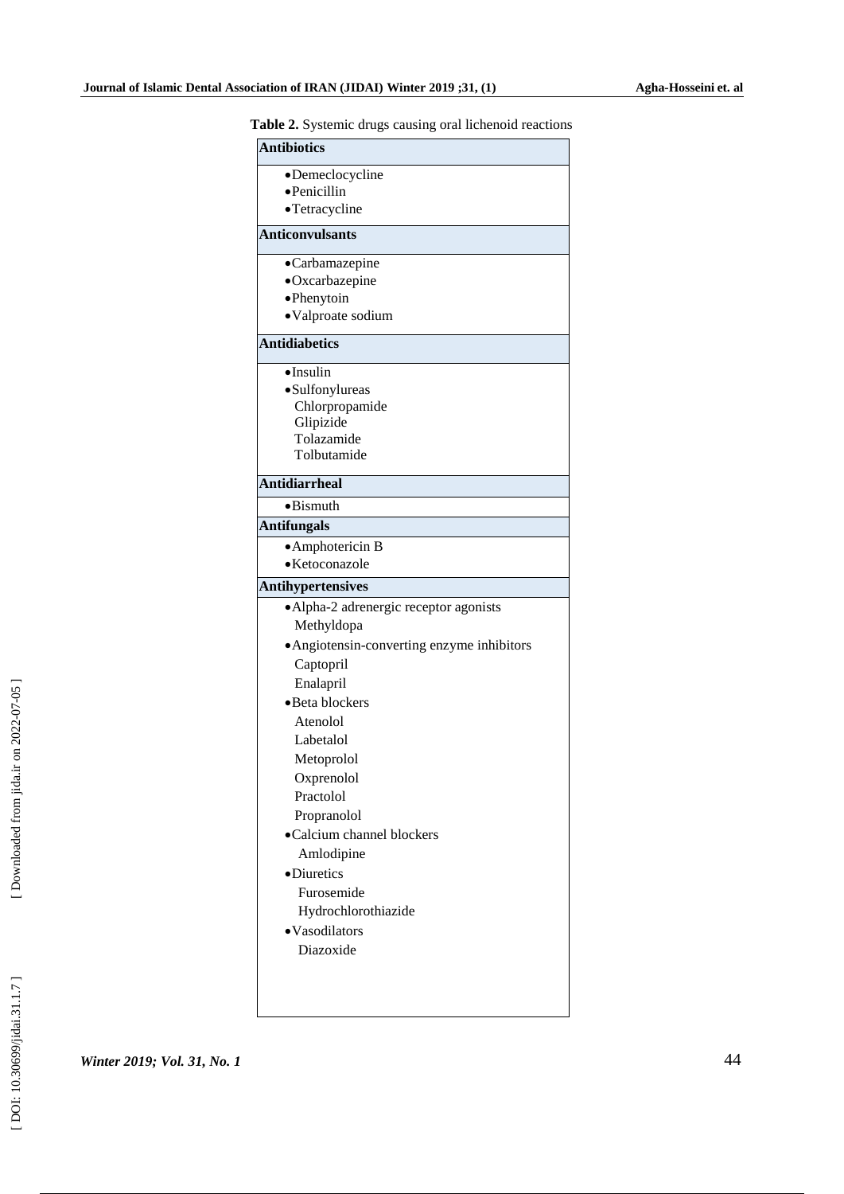**Table 2.** Systemic drugs causing oral lichenoid reactions

| **Antibiotics** |
|---|
| •Demeclocycline<br>•Penicillin<br>•Tetracycline |
| **Anticonvulsants** |
| •Carbamazepine<br>•Oxcarbazepine<br>•Phenytoin<br>•Valproate sodium |
| **Antidiabetics** |
| •Insulin<br>•Sulfonylureas<br>Chlorpropamide<br>Glipizide<br>Tolazamide<br>Tolbutamide |
| **Antidiarrheal** |
| •Bismuth |
| **Antifungals** |
| •Amphotericin B<br>•Ketoconazole |
| **Antihypertensives** |
| •Alpha-2 adrenergic receptor agonists<br>Methyldopa<br>•Angiotensin-converting enzyme inhibitors<br>Captopril<br>Enalapril<br>•Beta blockers<br>Atenolol<br>Labetalol<br>Metoprolol<br>Oxprenolol<br>Practolol<br>Propranolol<br>•Calcium channel blockers<br>Amlodipine<br>•Diuretics<br>Furosemide<br>Hydrochlorothiazide<br>•Vasodilators<br>Diazoxide |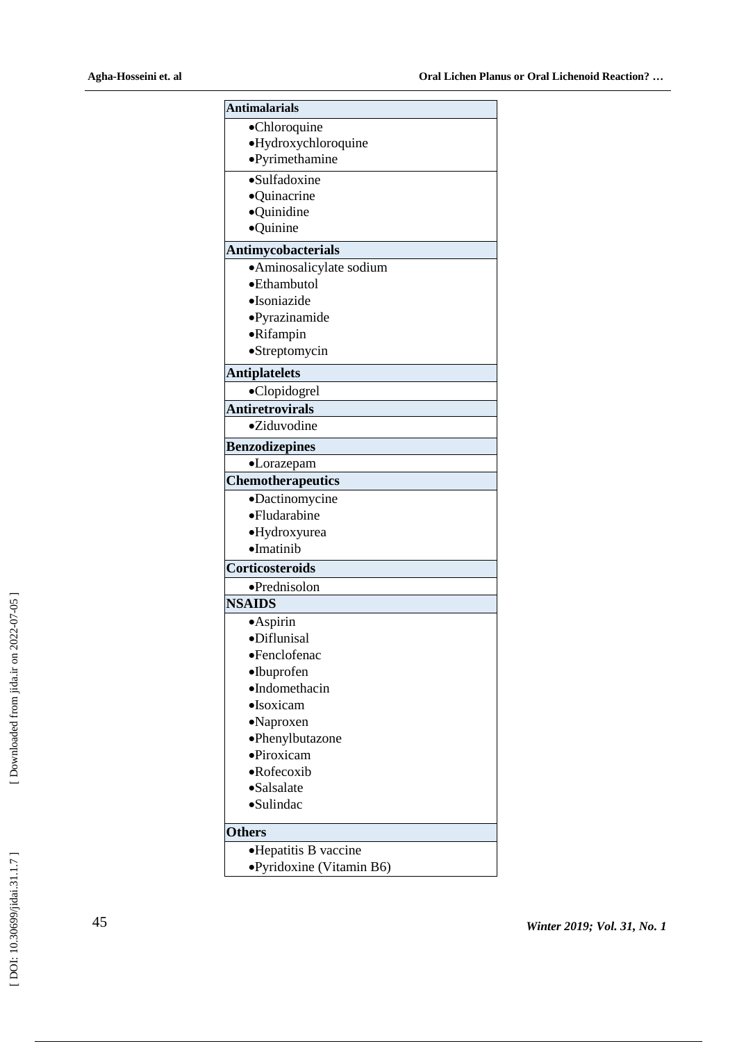| Antimalarials |
|---|
| •Chloroquine<br>•Hydroxychloroquine<br>•Pyrimethamine |
| •Sulfadoxine<br>•Quinacrine<br>•Quinidine<br>•Quinine |
| **Antimycobacterials** |
| •Aminosalicylate sodium<br>•Ethambutol<br>•Isoniazide<br>•Pyrazinamide<br>•Rifampin<br>•Streptomycin |
| **Antiplatelets** |
| •Clopidogrel |
| **Antiretrovirals** |
| •Ziduvodine |
| **Benzodizepines** |
| •Lorazepam |
| **Chemotherapeutics** |
| •Dactinomycine<br>•Fludarabine<br>•Hydroxyurea<br>•Imatinib |
| **Corticosteroids** |
| •Prednisolon |
| **NSAIDS** |
| •Aspirin<br>•Diflunisal<br>•Fenclofenac<br>•Ibuprofen<br>•Indomethacin<br>•Isoxicam<br>•Naproxen<br>•Phenylbutazone<br>•Piroxicam<br>•Rofecoxib<br>•Salsalate<br>•Sulindac |
| **Others** |
| •Hepatitis B vaccine<br>•Pyridoxine (Vitamin B6) |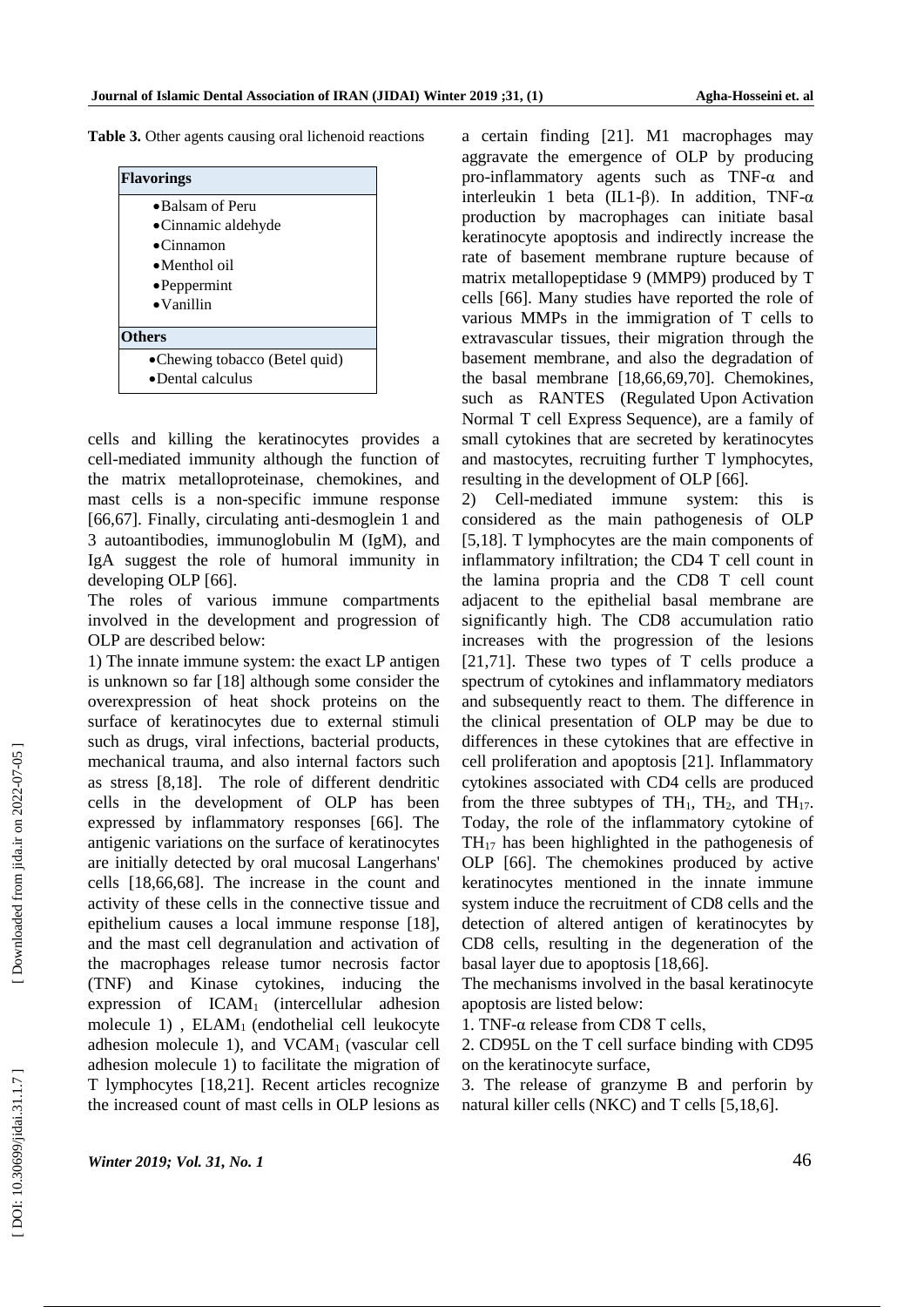**Table 3.** Other agents causing oral lichenoid reactions

| **Flavorings** |
|---|
| • Balsam of Peru<br>• Cinnamic aldehyde<br>• Cinnamon<br>• Menthol oil<br>• Peppermint<br>• Vanillin |
| **Others** |
| • Chewing tobacco (Betel quid)<br>• Dental calculus |

cells and killing the keratinocytes provides a cell-mediated immunity although the function of the matrix metalloproteinase, chemokines, and mast cells is a non-specific immune response [66,67]. Finally, circulating anti-desmoglein 1 and 3 autoantibodies, immunoglobulin M (IgM), and IgA suggest the role of humoral immunity in developing OLP [66].

The roles of various immune compartments involved in the development and progression of OLP are described below:

1) The innate immune system: the exact LP antigen is unknown so far [18] although some consider the overexpression of heat shock proteins on the surface of keratinocytes due to external stimuli such as drugs, viral infections, bacterial products, mechanical trauma, and also internal factors such as stress [8,18]. The role of different dendritic cells in the development of OLP has been expressed by inflammatory responses [66]. The antigenic variations on the surface of keratinocytes are initially detected by oral mucosal Langerhans' cells [18,66,68]. The increase in the count and activity of these cells in the connective tissue and epithelium causes a local immune response [18], and the mast cell degranulation and activation of the macrophages release tumor necrosis factor (TNF) and Kinase cytokines, inducing the expression of $ICAM_1$ (intercellular adhesion molecule 1) , $ELAM_1$ (endothelial cell leukocyte adhesion molecule 1), and $VCAM_1$ (vascular cell adhesion molecule 1) to facilitate the migration of T lymphocytes [18,21]. Recent articles recognize the increased count of mast cells in OLP lesions as a certain finding [21]. M1 macrophages may aggravate the emergence of OLP by producing pro-inflammatory agents such as TNF-α and interleukin 1 beta (IL1-β). In addition, TNF-α production by macrophages can initiate basal keratinocyte apoptosis and indirectly increase the rate of basement membrane rupture because of matrix metallopeptidase 9 (MMP9) produced by T cells [66]. Many studies have reported the role of various MMPs in the immigration of T cells to extravascular tissues, their migration through the basement membrane, and also the degradation of the basal membrane [18,66,69,70]. Chemokines, such as RANTES (Regulated Upon Activation Normal T cell Express Sequence), are a family of small cytokines that are secreted by keratinocytes and mastocytes, recruiting further T lymphocytes, resulting in the development of OLP [66].

2) Cell-mediated immune system: this is considered as the main pathogenesis of OLP [5,18]. T lymphocytes are the main components of inflammatory infiltration; the CD4 T cell count in the lamina propria and the CD8 T cell count adjacent to the epithelial basal membrane are significantly high. The CD8 accumulation ratio increases with the progression of the lesions [21,71]. These two types of T cells produce a spectrum of cytokines and inflammatory mediators and subsequently react to them. The difference in the clinical presentation of OLP may be due to differences in these cytokines that are effective in cell proliferation and apoptosis [21]. Inflammatory cytokines associated with CD4 cells are produced from the three subtypes of $TH_1$, $TH_2$, and $TH_{17}$. Today, the role of the inflammatory cytokine of $TH_{17}$ has been highlighted in the pathogenesis of OLP [66]. The chemokines produced by active keratinocytes mentioned in the innate immune system induce the recruitment of CD8 cells and the detection of altered antigen of keratinocytes by CD8 cells, resulting in the degeneration of the basal layer due to apoptosis [18,66].

The mechanisms involved in the basal keratinocyte apoptosis are listed below:

1. TNF-α release from CD8 T cells,
2. CD95L on the T cell surface binding with CD95 on the keratinocyte surface,
3. The release of granzyme B and perforin by natural killer cells (NKC) and T cells [5,18,6].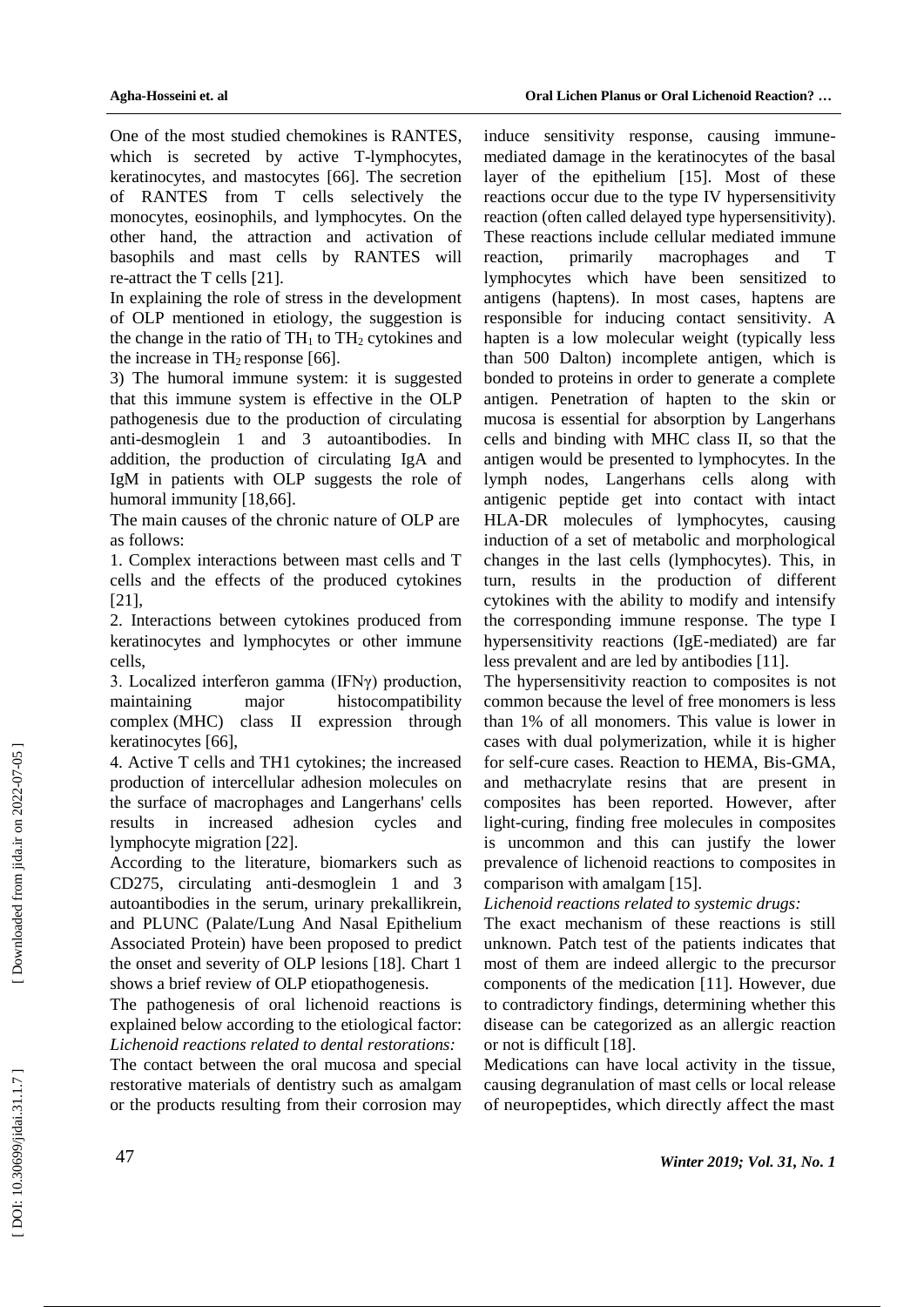One of the most studied chemokines is RANTES, which is secreted by active T-lymphocytes, keratinocytes, and mastocytes [66]. The secretion of RANTES from T cells selectively the monocytes, eosinophils, and lymphocytes. On the other hand, the attraction and activation of basophils and mast cells by RANTES will re-attract the T cells [21].

In explaining the role of stress in the development of OLP mentioned in etiology, the suggestion is the change in the ratio of $TH_1$ to $TH_2$ cytokines and the increase in $TH_2$ response [66].

3) The humoral immune system: it is suggested that this immune system is effective in the OLP pathogenesis due to the production of circulating anti-desmoglein 1 and 3 autoantibodies. In addition, the production of circulating IgA and IgM in patients with OLP suggests the role of humoral immunity [18,66].

The main causes of the chronic nature of OLP are as follows:

1. Complex interactions between mast cells and T cells and the effects of the produced cytokines [21],
2. Interactions between cytokines produced from keratinocytes and lymphocytes or other immune cells,
3. Localized interferon gamma (IFNγ) production, maintaining major histocompatibility complex (MHC) class II expression through keratinocytes [66],
4. Active T cells and TH1 cytokines; the increased production of intercellular adhesion molecules on the surface of macrophages and Langerhans' cells results in increased adhesion cycles and lymphocyte migration [22].

According to the literature, biomarkers such as CD275, circulating anti-desmoglein 1 and 3 autoantibodies in the serum, urinary prekallikrein, and PLUNC (Palate/Lung And Nasal Epithelium Associated Protein) have been proposed to predict the onset and severity of OLP lesions [18]. Chart 1 shows a brief review of OLP etiopathogenesis.

The pathogenesis of oral lichenoid reactions is explained below according to the etiological factor:

*Lichenoid reactions related to dental restorations:*

The contact between the oral mucosa and special restorative materials of dentistry such as amalgam or the products resulting from their corrosion may induce sensitivity response, causing immune-mediated damage in the keratinocytes of the basal layer of the epithelium [15]. Most of these reactions occur due to the type IV hypersensitivity reaction (often called delayed type hypersensitivity). These reactions include cellular mediated immune reaction, primarily macrophages and T lymphocytes which have been sensitized to antigens (haptens). In most cases, haptens are responsible for inducing contact sensitivity. A hapten is a low molecular weight (typically less than 500 Dalton) incomplete antigen, which is bonded to proteins in order to generate a complete antigen. Penetration of hapten to the skin or mucosa is essential for absorption by Langerhans cells and binding with MHC class II, so that the antigen would be presented to lymphocytes. In the lymph nodes, Langerhans cells along with antigenic peptide get into contact with intact HLA-DR molecules of lymphocytes, causing induction of a set of metabolic and morphological changes in the last cells (lymphocytes). This, in turn, results in the production of different cytokines with the ability to modify and intensify the corresponding immune response. The type I hypersensitivity reactions (IgE-mediated) are far less prevalent and are led by antibodies [11].

The hypersensitivity reaction to composites is not common because the level of free monomers is less than 1% of all monomers. This value is lower in cases with dual polymerization, while it is higher for self-cure cases. Reaction to HEMA, Bis-GMA, and methacrylate resins that are present in composites has been reported. However, after light-curing, finding free molecules in composites is uncommon and this can justify the lower prevalence of lichenoid reactions to composites in comparison with amalgam [15].

*Lichenoid reactions related to systemic drugs:*

The exact mechanism of these reactions is still unknown. Patch test of the patients indicates that most of them are indeed allergic to the precursor components of the medication [11]. However, due to contradictory findings, determining whether this disease can be categorized as an allergic reaction or not is difficult [18].

Medications can have local activity in the tissue, causing degranulation of mast cells or local release of neuropeptides, which directly affect the mast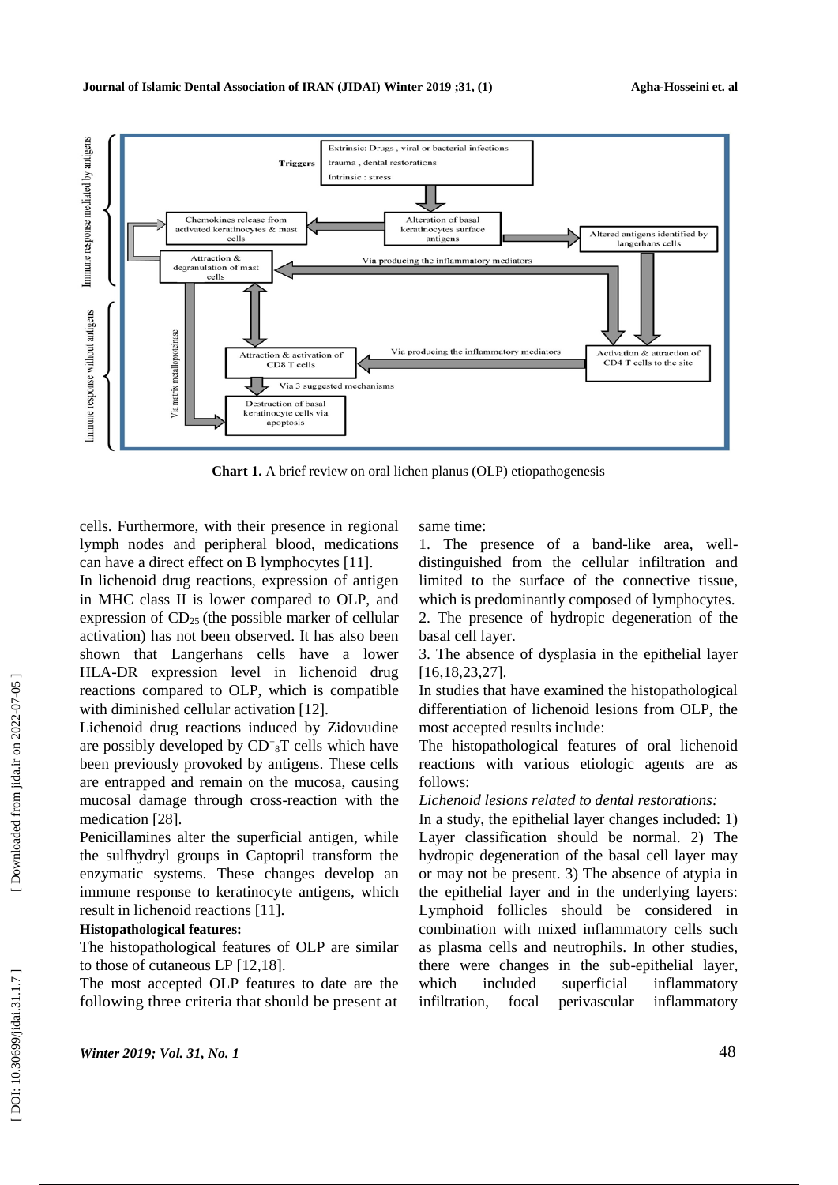Chart 1. A brief review on oral lichen planus (OLP) etiopathogenesis

cells. Furthermore, with their presence in regional lymph nodes and peripheral blood, medications can have a direct effect on B lymphocytes [11].

In lichenoid drug reactions, expression of antigen in MHC class II is lower compared to OLP, and expression of $CD_{25}$ (the possible marker of cellular activation) has not been observed. It has also been shown that Langerhans cells have a lower HLA-DR expression level in lichenoid drug reactions compared to OLP, which is compatible with diminished cellular activation [12].

Lichenoid drug reactions induced by Zidovudine are possibly developed by $CD^{+}_{8}T$ cells which have been previously provoked by antigens. These cells are entrapped and remain on the mucosa, causing mucosal damage through cross-reaction with the medication [28].

Penicillamines alter the superficial antigen, while the sulfhydryl groups in Captopril transform the enzymatic systems. These changes develop an immune response to keratinocyte antigens, which result in lichenoid reactions [11].

**Histopathological features:**

The histopathological features of OLP are similar to those of cutaneous LP [12,18].

The most accepted OLP features to date are the following three criteria that should be present at same time:

1. The presence of a band-like area, well-distinguished from the cellular infiltration and limited to the surface of the connective tissue, which is predominantly composed of lymphocytes.
2. The presence of hydropic degeneration of the basal cell layer.
3. The absence of dysplasia in the epithelial layer [16,18,23,27].

In studies that have examined the histopathological differentiation of lichenoid lesions from OLP, the most accepted results include:

The histopathological features of oral lichenoid reactions with various etiologic agents are as follows:

*Lichenoid lesions related to dental restorations:*

In a study, the epithelial layer changes included: 1) Layer classification should be normal. 2) The hydropic degeneration of the basal cell layer may or may not be present. 3) The absence of atypia in the epithelial layer and in the underlying layers: Lymphoid follicles should be considered in combination with mixed inflammatory cells such as plasma cells and neutrophils. In other studies, there were changes in the sub-epithelial layer, which included superficial inflammatory infiltration, focal perivascular inflammatory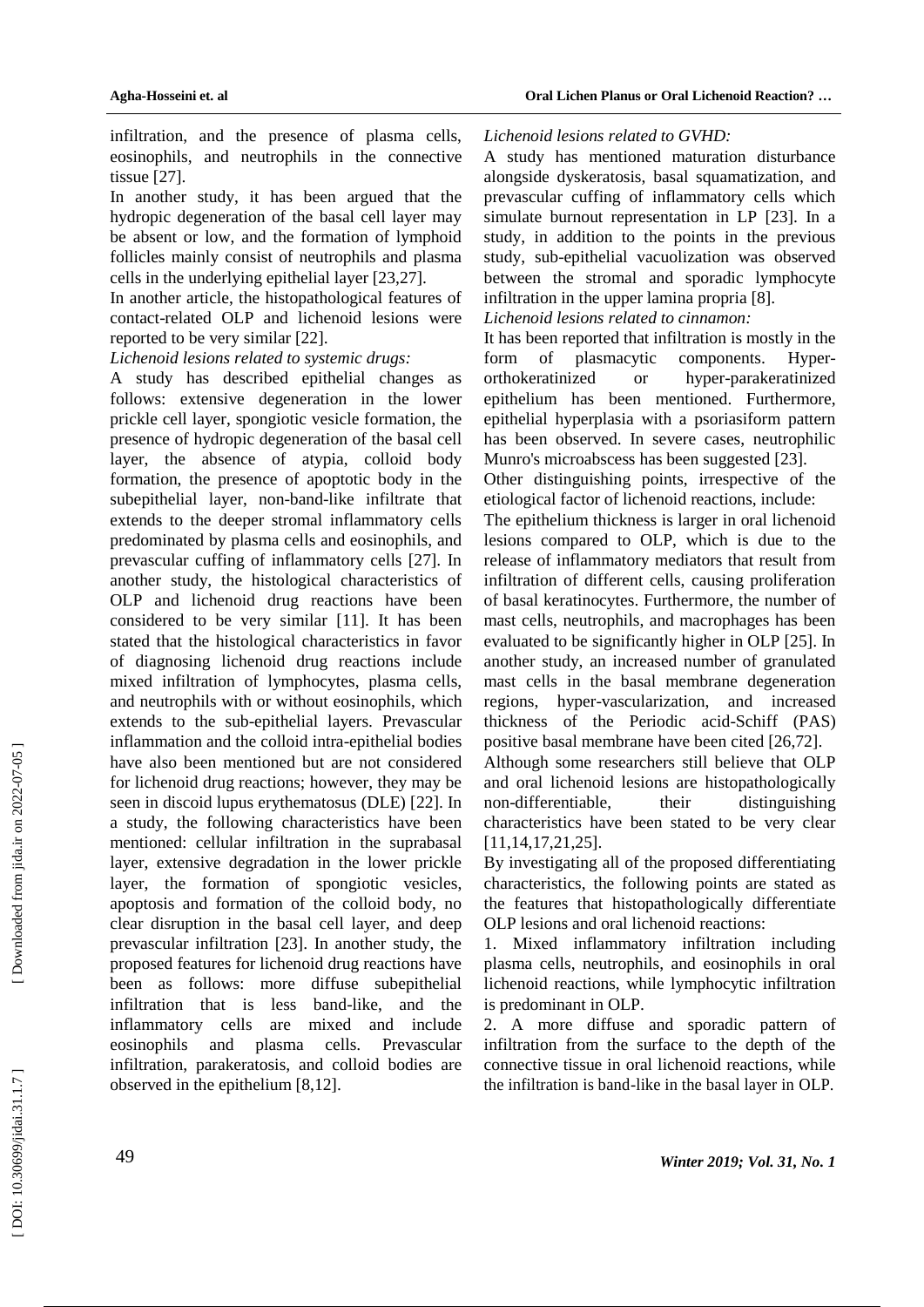infiltration, and the presence of plasma cells, eosinophils, and neutrophils in the connective tissue [27].

In another study, it has been argued that the hydropic degeneration of the basal cell layer may be absent or low, and the formation of lymphoid follicles mainly consist of neutrophils and plasma cells in the underlying epithelial layer [23,27].

In another article, the histopathological features of contact-related OLP and lichenoid lesions were reported to be very similar [22].

*Lichenoid lesions related to systemic drugs:*

A study has described epithelial changes as follows: extensive degeneration in the lower prickle cell layer, spongiotic vesicle formation, the presence of hydropic degeneration of the basal cell layer, the absence of atypia, colloid body formation, the presence of apoptotic body in the subepithelial layer, non-band-like infiltrate that extends to the deeper stromal inflammatory cells predominated by plasma cells and eosinophils, and prevascular cuffing of inflammatory cells [27]. In another study, the histological characteristics of OLP and lichenoid drug reactions have been considered to be very similar [11]. It has been stated that the histological characteristics in favor of diagnosing lichenoid drug reactions include mixed infiltration of lymphocytes, plasma cells, and neutrophils with or without eosinophils, which extends to the sub-epithelial layers. Prevascular inflammation and the colloid intra-epithelial bodies have also been mentioned but are not considered for lichenoid drug reactions; however, they may be seen in discoid lupus erythematosus (DLE) [22]. In a study, the following characteristics have been mentioned: cellular infiltration in the suprabasal layer, extensive degradation in the lower prickle layer, the formation of spongiotic vesicles, apoptosis and formation of the colloid body, no clear disruption in the basal cell layer, and deep prevascular infiltration [23]. In another study, the proposed features for lichenoid drug reactions have been as follows: more diffuse subepithelial infiltration that is less band-like, and the inflammatory cells are mixed and include eosinophils and plasma cells. Prevascular infiltration, parakeratosis, and colloid bodies are observed in the epithelium [8,12].

*Lichenoid lesions related to GVHD:*

A study has mentioned maturation disturbance alongside dyskeratosis, basal squamatization, and prevascular cuffing of inflammatory cells which simulate burnout representation in LP [23]. In a study, in addition to the points in the previous study, sub-epithelial vacuolization was observed between the stromal and sporadic lymphocyte infiltration in the upper lamina propria [8].

*Lichenoid lesions related to cinnamon:*

It has been reported that infiltration is mostly in the form of plasmacytic components. Hyper-orthokeratinized or hyper-parakeratinized epithelium has been mentioned. Furthermore, epithelial hyperplasia with a psoriasiform pattern has been observed. In severe cases, neutrophilic Munro's microabscess has been suggested [23].

Other distinguishing points, irrespective of the etiological factor of lichenoid reactions, include:

The epithelium thickness is larger in oral lichenoid lesions compared to OLP, which is due to the release of inflammatory mediators that result from infiltration of different cells, causing proliferation of basal keratinocytes. Furthermore, the number of mast cells, neutrophils, and macrophages has been evaluated to be significantly higher in OLP [25]. In another study, an increased number of granulated mast cells in the basal membrane degeneration regions, hyper-vascularization, and increased thickness of the Periodic acid-Schiff (PAS) positive basal membrane have been cited [26,72].

Although some researchers still believe that OLP and oral lichenoid lesions are histopathologically non-differentiable, their distinguishing characteristics have been stated to be very clear [11,14,17,21,25].

By investigating all of the proposed differentiating characteristics, the following points are stated as the features that histopathologically differentiate OLP lesions and oral lichenoid reactions:

1. Mixed inflammatory infiltration including plasma cells, neutrophils, and eosinophils in oral lichenoid reactions, while lymphocytic infiltration is predominant in OLP.
2. A more diffuse and sporadic pattern of infiltration from the surface to the depth of the connective tissue in oral lichenoid reactions, while the infiltration is band-like in the basal layer in OLP.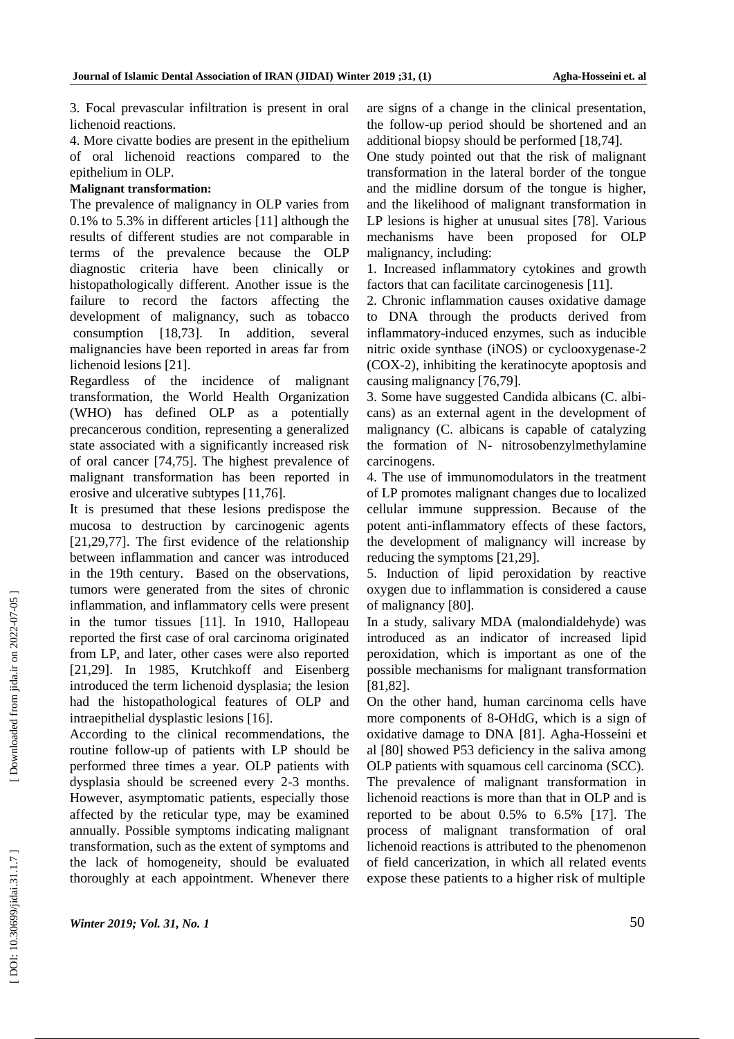3. Focal prevascular infiltration is present in oral lichenoid reactions.

4. More civatte bodies are present in the epithelium of oral lichenoid reactions compared to the epithelium in OLP.

**Malignant transformation:**

The prevalence of malignancy in OLP varies from 0.1% to 5.3% in different articles [11] although the results of different studies are not comparable in terms of the prevalence because the OLP diagnostic criteria have been clinically or histopathologically different. Another issue is the failure to record the factors affecting the development of malignancy, such as tobacco consumption [18,73]. In addition, several malignancies have been reported in areas far from lichenoid lesions [21].

Regardless of the incidence of malignant transformation, the World Health Organization (WHO) has defined OLP as a potentially precancerous condition, representing a generalized state associated with a significantly increased risk of oral cancer [74,75]. The highest prevalence of malignant transformation has been reported in erosive and ulcerative subtypes [11,76].

It is presumed that these lesions predispose the mucosa to destruction by carcinogenic agents [21,29,77]. The first evidence of the relationship between inflammation and cancer was introduced in the 19th century. Based on the observations, tumors were generated from the sites of chronic inflammation, and inflammatory cells were present in the tumor tissues [11]. In 1910, Hallopeau reported the first case of oral carcinoma originated from LP, and later, other cases were also reported [21,29]. In 1985, Krutchkoff and Eisenberg introduced the term lichenoid dysplasia; the lesion had the histopathological features of OLP and intraepithelial dysplastic lesions [16].

According to the clinical recommendations, the routine follow-up of patients with LP should be performed three times a year. OLP patients with dysplasia should be screened every 2-3 months. However, asymptomatic patients, especially those affected by the reticular type, may be examined annually. Possible symptoms indicating malignant transformation, such as the extent of symptoms and the lack of homogeneity, should be evaluated thoroughly at each appointment. Whenever there are signs of a change in the clinical presentation, the follow-up period should be shortened and an additional biopsy should be performed [18,74].

One study pointed out that the risk of malignant transformation in the lateral border of the tongue and the midline dorsum of the tongue is higher, and the likelihood of malignant transformation in LP lesions is higher at unusual sites [78]. Various mechanisms have been proposed for OLP malignancy, including:

1. Increased inflammatory cytokines and growth factors that can facilitate carcinogenesis [11].

2. Chronic inflammation causes oxidative damage to DNA through the products derived from inflammatory-induced enzymes, such as inducible nitric oxide synthase (iNOS) or cyclooxygenase-2 (COX-2), inhibiting the keratinocyte apoptosis and causing malignancy [76,79].

3. Some have suggested Candida albicans (C. albicans) as an external agent in the development of malignancy (C. albicans is capable of catalyzing the formation of N- nitrosobenzylmethylamine carcinogens.

4. The use of immunomodulators in the treatment of LP promotes malignant changes due to localized cellular immune suppression. Because of the potent anti-inflammatory effects of these factors, the development of malignancy will increase by reducing the symptoms [21,29].

5. Induction of lipid peroxidation by reactive oxygen due to inflammation is considered a cause of malignancy [80].

In a study, salivary MDA (malondialdehyde) was introduced as an indicator of increased lipid peroxidation, which is important as one of the possible mechanisms for malignant transformation [81,82].

On the other hand, human carcinoma cells have more components of 8-OHdG, which is a sign of oxidative damage to DNA [81]. Agha-Hosseini et al [80] showed P53 deficiency in the saliva among OLP patients with squamous cell carcinoma (SCC).

The prevalence of malignant transformation in lichenoid reactions is more than that in OLP and is reported to be about 0.5% to 6.5% [17]. The process of malignant transformation of oral lichenoid reactions is attributed to the phenomenon of field cancerization, in which all related events expose these patients to a higher risk of multiple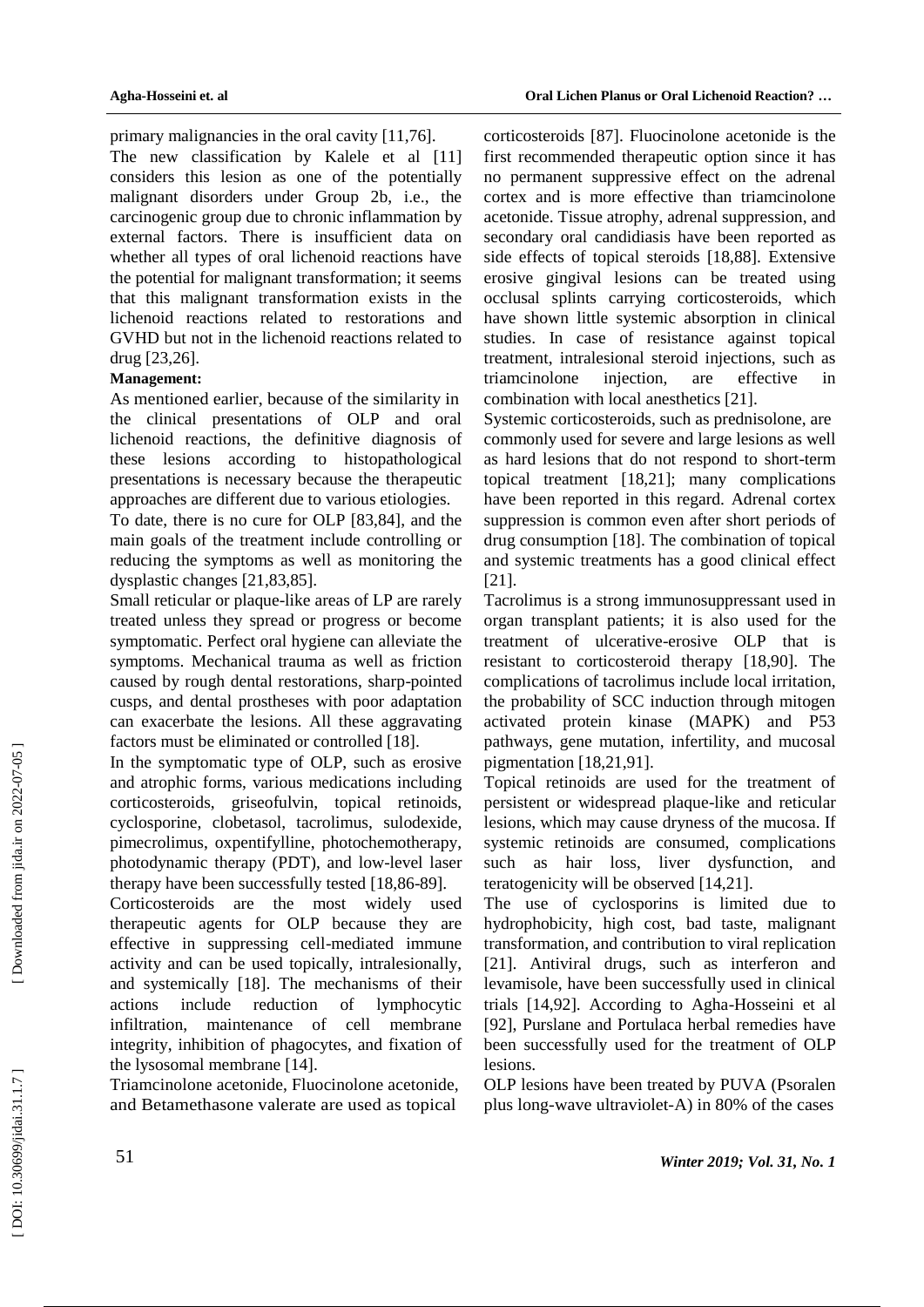primary malignancies in the oral cavity [11,76].

The new classification by Kalele et al [11] considers this lesion as one of the potentially malignant disorders under Group 2b, i.e., the carcinogenic group due to chronic inflammation by external factors. There is insufficient data on whether all types of oral lichenoid reactions have the potential for malignant transformation; it seems that this malignant transformation exists in the lichenoid reactions related to restorations and GVHD but not in the lichenoid reactions related to drug [23,26].

**Management:**

As mentioned earlier, because of the similarity in the clinical presentations of OLP and oral lichenoid reactions, the definitive diagnosis of these lesions according to histopathological presentations is necessary because the therapeutic approaches are different due to various etiologies.

To date, there is no cure for OLP [83,84], and the main goals of the treatment include controlling or reducing the symptoms as well as monitoring the dysplastic changes [21,83,85].

Small reticular or plaque-like areas of LP are rarely treated unless they spread or progress or become symptomatic. Perfect oral hygiene can alleviate the symptoms. Mechanical trauma as well as friction caused by rough dental restorations, sharp-pointed cusps, and dental prostheses with poor adaptation can exacerbate the lesions. All these aggravating factors must be eliminated or controlled [18].

In the symptomatic type of OLP, such as erosive and atrophic forms, various medications including corticosteroids, griseofulvin, topical retinoids, cyclosporine, clobetasol, tacrolimus, sulodexide, pimecrolimus, oxpentifylline, photochemotherapy, photodynamic therapy (PDT), and low-level laser therapy have been successfully tested [18,86-89].

Corticosteroids are the most widely used therapeutic agents for OLP because they are effective in suppressing cell-mediated immune activity and can be used topically, intralesionally, and systemically [18]. The mechanisms of their actions include reduction of lymphocytic infiltration, maintenance of cell membrane integrity, inhibition of phagocytes, and fixation of the lysosomal membrane [14].

Triamcinolone acetonide, Fluocinolone acetonide, and Betamethasone valerate are used as topical corticosteroids [87]. Fluocinolone acetonide is the first recommended therapeutic option since it has no permanent suppressive effect on the adrenal cortex and is more effective than triamcinolone acetonide. Tissue atrophy, adrenal suppression, and secondary oral candidiasis have been reported as side effects of topical steroids [18,88]. Extensive erosive gingival lesions can be treated using occlusal splints carrying corticosteroids, which have shown little systemic absorption in clinical studies. In case of resistance against topical treatment, intralesional steroid injections, such as triamcinolone injection, are effective in combination with local anesthetics [21].

Systemic corticosteroids, such as prednisolone, are commonly used for severe and large lesions as well as hard lesions that do not respond to short-term topical treatment [18,21]; many complications have been reported in this regard. Adrenal cortex suppression is common even after short periods of drug consumption [18]. The combination of topical and systemic treatments has a good clinical effect [21].

Tacrolimus is a strong immunosuppressant used in organ transplant patients; it is also used for the treatment of ulcerative-erosive OLP that is resistant to corticosteroid therapy [18,90]. The complications of tacrolimus include local irritation, the probability of SCC induction through mitogen activated protein kinase (MAPK) and P53 pathways, gene mutation, infertility, and mucosal pigmentation [18,21,91].

Topical retinoids are used for the treatment of persistent or widespread plaque-like and reticular lesions, which may cause dryness of the mucosa. If systemic retinoids are consumed, complications such as hair loss, liver dysfunction, and teratogenicity will be observed [14,21].

The use of cyclosporins is limited due to hydrophobicity, high cost, bad taste, malignant transformation, and contribution to viral replication [21]. Antiviral drugs, such as interferon and levamisole, have been successfully used in clinical trials [14,92]. According to Agha-Hosseini et al [92], Purslane and Portulaca herbal remedies have been successfully used for the treatment of OLP lesions.

OLP lesions have been treated by PUVA (Psoralen plus long-wave ultraviolet-A) in 80% of the cases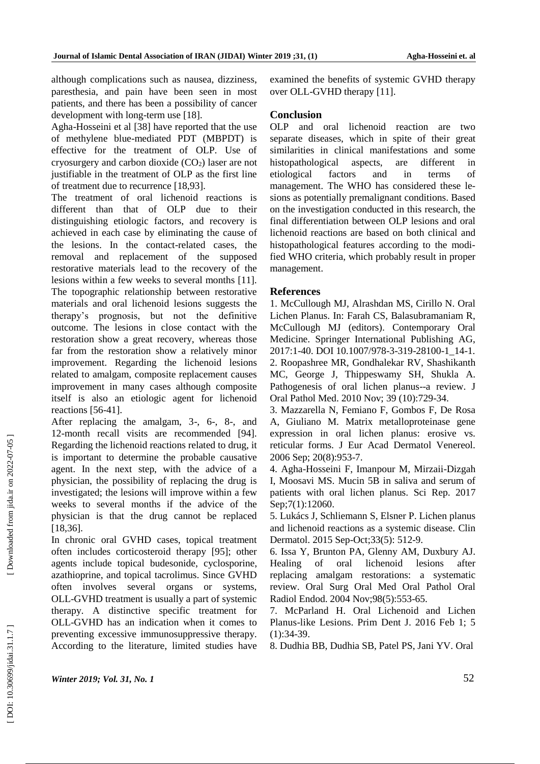although complications such as nausea, dizziness, paresthesia, and pain have been seen in most patients, and there has been a possibility of cancer development with long-term use [18].

Agha-Hosseini et al [38] have reported that the use of methylene blue-mediated PDT (MBPDT) is effective for the treatment of OLP. Use of cryosurgery and carbon dioxide ($CO_2$) laser are not justifiable in the treatment of OLP as the first line of treatment due to recurrence [18,93].

The treatment of oral lichenoid reactions is different than that of OLP due to their distinguishing etiologic factors, and recovery is achieved in each case by eliminating the cause of the lesions. In the contact-related cases, the removal and replacement of the supposed restorative materials lead to the recovery of the lesions within a few weeks to several months [11]. The topographic relationship between restorative materials and oral lichenoid lesions suggests the therapy's prognosis, but not the definitive outcome. The lesions in close contact with the restoration show a great recovery, whereas those far from the restoration show a relatively minor improvement. Regarding the lichenoid lesions related to amalgam, composite replacement causes improvement in many cases although composite itself is also an etiologic agent for lichenoid reactions [56-41].

After replacing the amalgam, 3-, 6-, 8-, and 12-month recall visits are recommended [94]. Regarding the lichenoid reactions related to drug, it is important to determine the probable causative agent. In the next step, with the advice of a physician, the possibility of replacing the drug is investigated; the lesions will improve within a few weeks to several months if the advice of the physician is that the drug cannot be replaced [18,36].

In chronic oral GVHD cases, topical treatment often includes corticosteroid therapy [95]; other agents include topical budesonide, cyclosporine, azathioprine, and topical tacrolimus. Since GVHD often involves several organs or systems, OLL-GVHD treatment is usually a part of systemic therapy. A distinctive specific treatment for OLL-GVHD has an indication when it comes to preventing excessive immunosuppressive therapy. According to the literature, limited studies have examined the benefits of systemic GVHD therapy over OLL-GVHD therapy [11].

## Conclusion

OLP and oral lichenoid reaction are two separate diseases, which in spite of their great similarities in clinical manifestations and some histopathological aspects, are different in etiological factors and in terms of management. The WHO has considered these lesions as potentially premalignant conditions. Based on the investigation conducted in this research, the final differentiation between OLP lesions and oral lichenoid reactions are based on both clinical and histopathological features according to the modified WHO criteria, which probably result in proper management.

## References

1. McCullough MJ, Alrashdan MS, Cirillo N. Oral Lichen Planus. In: Farah CS, Balasubramaniam R, McCullough MJ (editors). Contemporary Oral Medicine. Springer International Publishing AG, 2017:1-40. DOI 10.1007/978-3-319-28100-1_14-1.
2. Roopashree MR, Gondhalekar RV, Shashikanth MC, George J, Thippeswamy SH, Shukla A. Pathogenesis of oral lichen planus--a review. J Oral Pathol Med. 2010 Nov; 39 (10):729-34.
3. Mazzarella N, Femiano F, Gombos F, De Rosa A, Giuliano M. Matrix metalloproteinase gene expression in oral lichen planus: erosive vs. reticular forms. J Eur Acad Dermatol Venereol. 2006 Sep; 20(8):953-7.
4. Agha-Hosseini F, Imanpour M, Mirzaii-Dizgah I, Moosavi MS. Mucin 5B in saliva and serum of patients with oral lichen planus. Sci Rep. 2017 Sep;7(1):12060.
5. Lukács J, Schliemann S, Elsner P. Lichen planus and lichenoid reactions as a systemic disease. Clin Dermatol. 2015 Sep-Oct;33(5): 512-9.
6. Issa Y, Brunton PA, Glenny AM, Duxbury AJ. Healing of oral lichenoid lesions after replacing amalgam restorations: a systematic review. Oral Surg Oral Med Oral Pathol Oral Radiol Endod. 2004 Nov;98(5):553-65.
7. McParland H. Oral Lichenoid and Lichen Planus-like Lesions. Prim Dent J. 2016 Feb 1; 5 (1):34-39.
8. Dudhia BB, Dudhia SB, Patel PS, Jani YV. Oral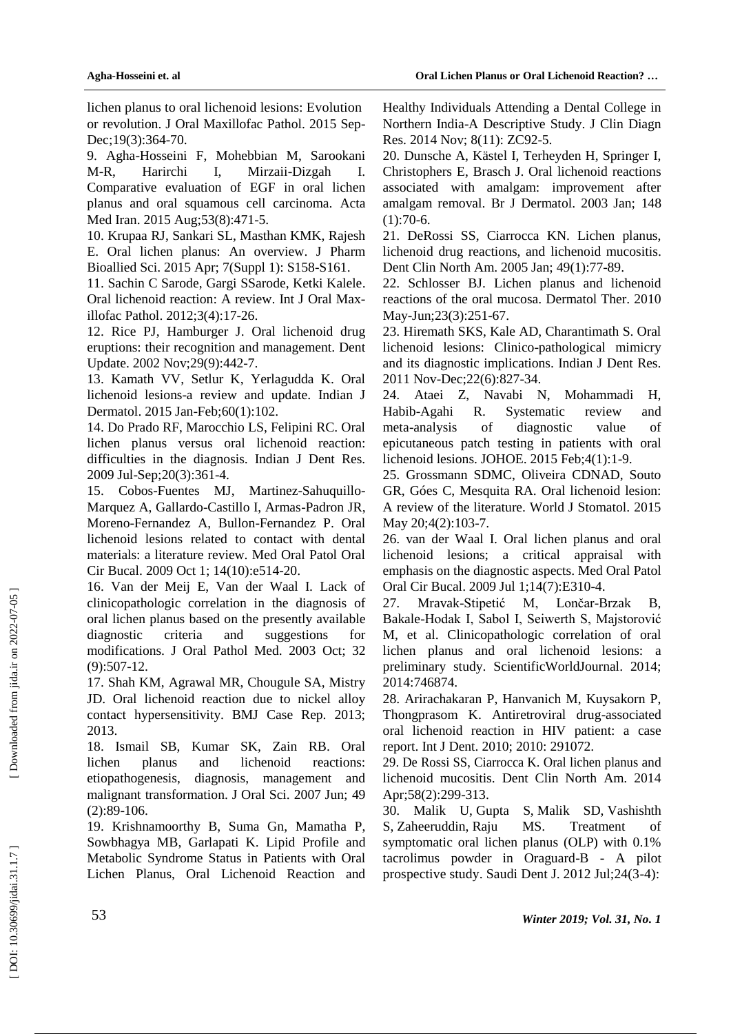lichen planus to oral lichenoid lesions: Evolution or revolution. J Oral Maxillofac Pathol. 2015 Sep-Dec;19(3):364-70.

9. Agha-Hosseini F, Mohebbian M, Sarookani M-R, Harirchi I, Mirzaii-Dizgah I. Comparative evaluation of EGF in oral lichen planus and oral squamous cell carcinoma. Acta Med Iran. 2015 Aug;53(8):471-5.

10. Krupaa RJ, Sankari SL, Masthan KMK, Rajesh E. Oral lichen planus: An overview. J Pharm Bioallied Sci. 2015 Apr; 7(Suppl 1): S158-S161.

11. Sachin C Sarode, Gargi SSarode, Ketki Kalele. Oral lichenoid reaction: A review. Int J Oral Maxillofac Pathol. 2012;3(4):17-26.

12. Rice PJ, Hamburger J. Oral lichenoid drug eruptions: their recognition and management. Dent Update. 2002 Nov;29(9):442-7.

13. Kamath VV, Setlur K, Yerlagudda K. Oral lichenoid lesions-a review and update. Indian J Dermatol. 2015 Jan-Feb;60(1):102.

14. Do Prado RF, Marocchio LS, Felipini RC. Oral lichen planus versus oral lichenoid reaction: difficulties in the diagnosis. Indian J Dent Res. 2009 Jul-Sep;20(3):361-4.

15. Cobos-Fuentes MJ, Martinez-Sahuquillo-Marquez A, Gallardo-Castillo I, Armas-Padron JR, Moreno-Fernandez A, Bullon-Fernandez P. Oral lichenoid lesions related to contact with dental materials: a literature review. Med Oral Patol Oral Cir Bucal. 2009 Oct 1; 14(10):e514-20.

16. Van der Meij E, Van der Waal I. Lack of clinicopathologic correlation in the diagnosis of oral lichen planus based on the presently available diagnostic criteria and suggestions for modifications. J Oral Pathol Med. 2003 Oct; 32 (9):507-12.

17. Shah KM, Agrawal MR, Chougule SA, Mistry JD. Oral lichenoid reaction due to nickel alloy contact hypersensitivity. BMJ Case Rep. 2013; 2013.

18. Ismail SB, Kumar SK, Zain RB. Oral lichen planus and lichenoid reactions: etiopathogenesis, diagnosis, management and malignant transformation. J Oral Sci. 2007 Jun; 49 (2):89-106.

19. Krishnamoorthy B, Suma Gn, Mamatha P, Sowbhagya MB, Garlapati K. Lipid Profile and Metabolic Syndrome Status in Patients with Oral Lichen Planus, Oral Lichenoid Reaction and Healthy Individuals Attending a Dental College in Northern India-A Descriptive Study. J Clin Diagn Res. 2014 Nov; 8(11): ZC92-5.

20. Dunsche A, Kästel I, Terheyden H, Springer I, Christophers E, Brasch J. Oral lichenoid reactions associated with amalgam: improvement after amalgam removal. Br J Dermatol. 2003 Jan; 148 (1):70-6.

21. DeRossi SS, Ciarrocca KN. Lichen planus, lichenoid drug reactions, and lichenoid mucositis. Dent Clin North Am. 2005 Jan; 49(1):77-89.

22. Schlosser BJ. Lichen planus and lichenoid reactions of the oral mucosa. Dermatol Ther. 2010 May-Jun;23(3):251-67.

23. Hiremath SKS, Kale AD, Charantimath S. Oral lichenoid lesions: Clinico-pathological mimicry and its diagnostic implications. Indian J Dent Res. 2011 Nov-Dec;22(6):827-34.

24. Ataei Z, Navabi N, Mohammadi H, Habib-Agahi R. Systematic review and meta-analysis of diagnostic value of epicutaneous patch testing in patients with oral lichenoid lesions. JOHOE. 2015 Feb;4(1):1-9.

25. Grossmann SDMC, Oliveira CDNAD, Souto GR, Góes C, Mesquita RA. Oral lichenoid lesion: A review of the literature. World J Stomatol. 2015 May 20;4(2):103-7.

26. van der Waal I. Oral lichen planus and oral lichenoid lesions; a critical appraisal with emphasis on the diagnostic aspects. Med Oral Patol Oral Cir Bucal. 2009 Jul 1;14(7):E310-4.

27. Mravak-Stipetić M, Lončar-Brzak B, Bakale-Hodak I, Sabol I, Seiwerth S, Majstorović M, et al. Clinicopathologic correlation of oral lichen planus and oral lichenoid lesions: a preliminary study. ScientificWorldJournal. 2014; 2014:746874.

28. Arirachakaran P, Hanvanich M, Kuysakorn P, Thongprasom K. Antiretroviral drug-associated oral lichenoid reaction in HIV patient: a case report. Int J Dent. 2010; 2010: 291072.

29. De Rossi SS, Ciarrocca K. Oral lichen planus and lichenoid mucositis. Dent Clin North Am. 2014 Apr;58(2):299-313.

30. Malik U, Gupta S, Malik SD, Vashishth S, Zaheeruddin, Raju MS. Treatment of symptomatic oral lichen planus (OLP) with 0.1% tacrolimus powder in Oraguard-B - A pilot prospective study. Saudi Dent J. 2012 Jul;24(3-4):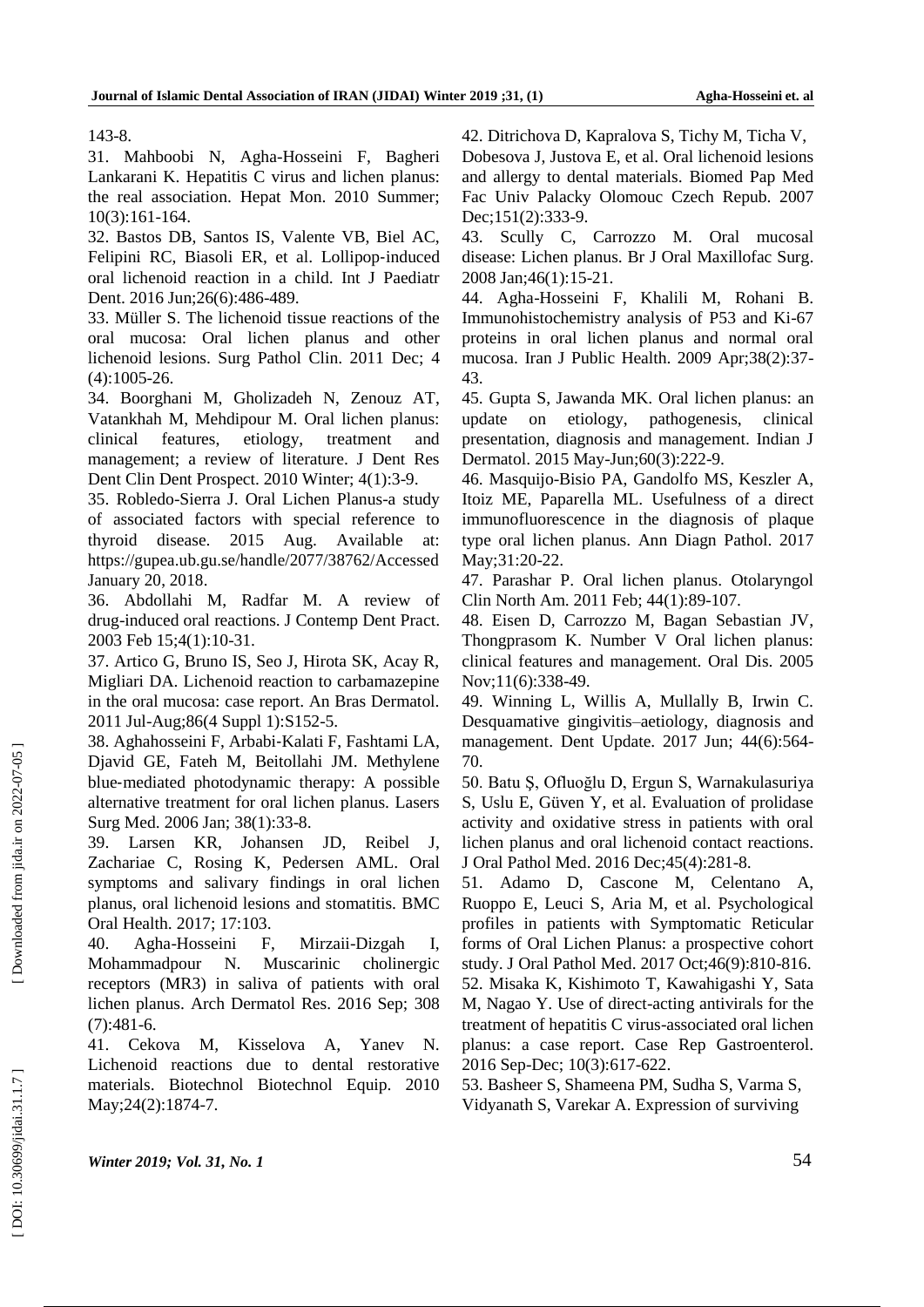143-8.

31. Mahboobi N, Agha-Hosseini F, Bagheri Lankarani K. Hepatitis C virus and lichen planus: the real association. Hepat Mon. 2010 Summer; 10(3):161-164.

32. Bastos DB, Santos IS, Valente VB, Biel AC, Felipini RC, Biasoli ER, et al. Lollipop-induced oral lichenoid reaction in a child. Int J Paediatr Dent. 2016 Jun;26(6):486-489.

33. Müller S. The lichenoid tissue reactions of the oral mucosa: Oral lichen planus and other lichenoid lesions. Surg Pathol Clin. 2011 Dec; 4 (4):1005-26.

34. Boorghani M, Gholizadeh N, Zenouz AT, Vatankhah M, Mehdipour M. Oral lichen planus: clinical features, etiology, treatment and management; a review of literature. J Dent Res Dent Clin Dent Prospect. 2010 Winter; 4(1):3-9.

35. Robledo-Sierra J. Oral Lichen Planus-a study of associated factors with special reference to thyroid disease. 2015 Aug. Available at: https://gupea.ub.gu.se/handle/2077/38762/Accessed January 20, 2018.

36. Abdollahi M, Radfar M. A review of drug-induced oral reactions. J Contemp Dent Pract. 2003 Feb 15;4(1):10-31.

37. Artico G, Bruno IS, Seo J, Hirota SK, Acay R, Migliari DA. Lichenoid reaction to carbamazepine in the oral mucosa: case report. An Bras Dermatol. 2011 Jul-Aug;86(4 Suppl 1):S152-5.

38. Aghahosseini F, Arbabi-Kalati F, Fashtami LA, Djavid GE, Fateh M, Beitollahi JM. Methylene blue-mediated photodynamic therapy: A possible alternative treatment for oral lichen planus. Lasers Surg Med. 2006 Jan; 38(1):33-8.

39. Larsen KR, Johansen JD, Reibel J, Zachariae C, Rosing K, Pedersen AML. Oral symptoms and salivary findings in oral lichen planus, oral lichenoid lesions and stomatitis. BMC Oral Health. 2017; 17:103.

40. Agha-Hosseini F, Mirzaii-Dizgah I, Mohammadpour N. Muscarinic cholinergic receptors (MR3) in saliva of patients with oral lichen planus. Arch Dermatol Res. 2016 Sep; 308 (7):481-6.

41. Cekova M, Kisselova A, Yanev N. Lichenoid reactions due to dental restorative materials. Biotechnol Biotechnol Equip. 2010 May;24(2):1874-7.

42. Ditrichova D, Kapralova S, Tichy M, Ticha V, Dobesova J, Justova E, et al. Oral lichenoid lesions and allergy to dental materials. Biomed Pap Med Fac Univ Palacky Olomouc Czech Repub. 2007 Dec;151(2):333-9.

43. Scully C, Carrozzo M. Oral mucosal disease: Lichen planus. Br J Oral Maxillofac Surg. 2008 Jan;46(1):15-21.

44. Agha-Hosseini F, Khalili M, Rohani B. Immunohistochemistry analysis of P53 and Ki-67 proteins in oral lichen planus and normal oral mucosa. Iran J Public Health. 2009 Apr;38(2):37-43.

45. Gupta S, Jawanda MK. Oral lichen planus: an update on etiology, pathogenesis, clinical presentation, diagnosis and management. Indian J Dermatol. 2015 May-Jun;60(3):222-9.

46. Masquijo-Bisio PA, Gandolfo MS, Keszler A, Itoiz ME, Paparella ML. Usefulness of a direct immunofluorescence in the diagnosis of plaque type oral lichen planus. Ann Diagn Pathol. 2017 May;31:20-22.

47. Parashar P. Oral lichen planus. Otolaryngol Clin North Am. 2011 Feb; 44(1):89-107.

48. Eisen D, Carrozzo M, Bagan Sebastian JV, Thongprasom K. Number V Oral lichen planus: clinical features and management. Oral Dis. 2005 Nov;11(6):338-49.

49. Winning L, Willis A, Mullally B, Irwin C. Desquamative gingivitis–aetiology, diagnosis and management. Dent Update. 2017 Jun; 44(6):564-70.

50. Batu Ş, Ofluoğlu D, Ergun S, Warnakulasuriya S, Uslu E, Güven Y, et al. Evaluation of prolidase activity and oxidative stress in patients with oral lichen planus and oral lichenoid contact reactions. J Oral Pathol Med. 2016 Dec;45(4):281-8.

51. Adamo D, Cascone M, Celentano A, Ruoppo E, Leuci S, Aria M, et al. Psychological profiles in patients with Symptomatic Reticular forms of Oral Lichen Planus: a prospective cohort study. J Oral Pathol Med. 2017 Oct;46(9):810-816.

52. Misaka K, Kishimoto T, Kawahigashi Y, Sata M, Nagao Y. Use of direct-acting antivirals for the treatment of hepatitis C virus-associated oral lichen planus: a case report. Case Rep Gastroenterol. 2016 Sep-Dec; 10(3):617-622.

53. Basheer S, Shameena PM, Sudha S, Varma S, Vidyanath S, Varekar A. Expression of surviving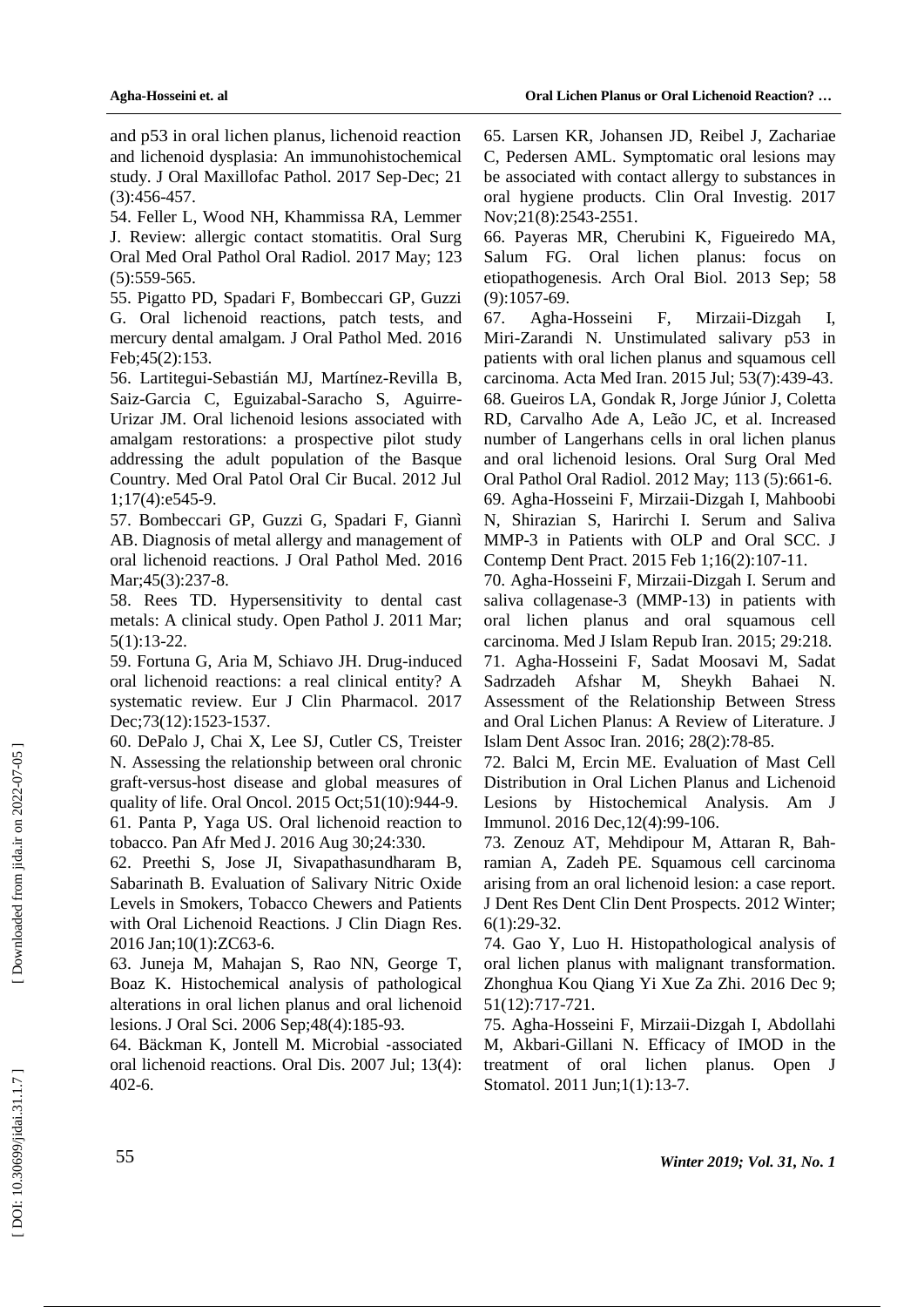and p53 in oral lichen planus, lichenoid reaction and lichenoid dysplasia: An immunohistochemical study. J Oral Maxillofac Pathol. 2017 Sep-Dec; 21 (3):456-457.

54. Feller L, Wood NH, Khammissa RA, Lemmer J. Review: allergic contact stomatitis. Oral Surg Oral Med Oral Pathol Oral Radiol. 2017 May; 123 (5):559-565.

55. Pigatto PD, Spadari F, Bombeccari GP, Guzzi G. Oral lichenoid reactions, patch tests, and mercury dental amalgam. J Oral Pathol Med. 2016 Feb;45(2):153.

56. Lartitegui-Sebastián MJ, Martínez-Revilla B, Saiz-Garcia C, Eguizabal-Saracho S, Aguirre-Urizar JM. Oral lichenoid lesions associated with amalgam restorations: a prospective pilot study addressing the adult population of the Basque Country. Med Oral Patol Oral Cir Bucal. 2012 Jul 1;17(4):e545-9.

57. Bombeccari GP, Guzzi G, Spadari F, Giannì AB. Diagnosis of metal allergy and management of oral lichenoid reactions. J Oral Pathol Med. 2016 Mar;45(3):237-8.

58. Rees TD. Hypersensitivity to dental cast metals: A clinical study. Open Pathol J. 2011 Mar; 5(1):13-22.

59. Fortuna G, Aria M, Schiavo JH. Drug-induced oral lichenoid reactions: a real clinical entity? A systematic review. Eur J Clin Pharmacol. 2017 Dec;73(12):1523-1537.

60. DePalo J, Chai X, Lee SJ, Cutler CS, Treister N. Assessing the relationship between oral chronic graft-versus-host disease and global measures of quality of life. Oral Oncol. 2015 Oct;51(10):944-9.

61. Panta P, Yaga US. Oral lichenoid reaction to tobacco. Pan Afr Med J. 2016 Aug 30;24:330.

62. Preethi S, Jose JI, Sivapathasundharam B, Sabarinath B. Evaluation of Salivary Nitric Oxide Levels in Smokers, Tobacco Chewers and Patients with Oral Lichenoid Reactions. J Clin Diagn Res. 2016 Jan;10(1):ZC63-6.

63. Juneja M, Mahajan S, Rao NN, George T, Boaz K. Histochemical analysis of pathological alterations in oral lichen planus and oral lichenoid lesions. J Oral Sci. 2006 Sep;48(4):185-93.

64. Bäckman K, Jontell M. Microbial -associated oral lichenoid reactions. Oral Dis. 2007 Jul; 13(4): 402-6.

65. Larsen KR, Johansen JD, Reibel J, Zachariae C, Pedersen AML. Symptomatic oral lesions may be associated with contact allergy to substances in oral hygiene products. Clin Oral Investig. 2017 Nov;21(8):2543-2551.

66. Payeras MR, Cherubini K, Figueiredo MA, Salum FG. Oral lichen planus: focus on etiopathogenesis. Arch Oral Biol. 2013 Sep; 58 (9):1057-69.

67. Agha-Hosseini F, Mirzaii-Dizgah I, Miri-Zarandi N. Unstimulated salivary p53 in patients with oral lichen planus and squamous cell carcinoma. Acta Med Iran. 2015 Jul; 53(7):439-43.

68. Gueiros LA, Gondak R, Jorge Júnior J, Coletta RD, Carvalho Ade A, Leão JC, et al. Increased number of Langerhans cells in oral lichen planus and oral lichenoid lesions. Oral Surg Oral Med Oral Pathol Oral Radiol. 2012 May; 113 (5):661-6.

69. Agha-Hosseini F, Mirzaii-Dizgah I, Mahboobi N, Shirazian S, Harirchi I. Serum and Saliva MMP-3 in Patients with OLP and Oral SCC. J Contemp Dent Pract. 2015 Feb 1;16(2):107-11.

70. Agha-Hosseini F, Mirzaii-Dizgah I. Serum and saliva collagenase-3 (MMP-13) in patients with oral lichen planus and oral squamous cell carcinoma. Med J Islam Repub Iran. 2015; 29:218.

71. Agha-Hosseini F, Sadat Moosavi M, Sadat Sadrzadeh Afshar M, Sheykh Bahaei N. Assessment of the Relationship Between Stress and Oral Lichen Planus: A Review of Literature. J Islam Dent Assoc Iran. 2016; 28(2):78-85.

72. Balci M, Ercin ME. Evaluation of Mast Cell Distribution in Oral Lichen Planus and Lichenoid Lesions by Histochemical Analysis. Am J Immunol. 2016 Dec,12(4):99-106.

73. Zenouz AT, Mehdipour M, Attaran R, Bahramian A, Zadeh PE. Squamous cell carcinoma arising from an oral lichenoid lesion: a case report. J Dent Res Dent Clin Dent Prospects. 2012 Winter; 6(1):29-32.

74. Gao Y, Luo H. Histopathological analysis of oral lichen planus with malignant transformation. Zhonghua Kou Qiang Yi Xue Za Zhi. 2016 Dec 9; 51(12):717-721.

75. Agha-Hosseini F, Mirzaii-Dizgah I, Abdollahi M, Akbari-Gillani N. Efficacy of IMOD in the treatment of oral lichen planus. Open J Stomatol. 2011 Jun;1(1):13-7.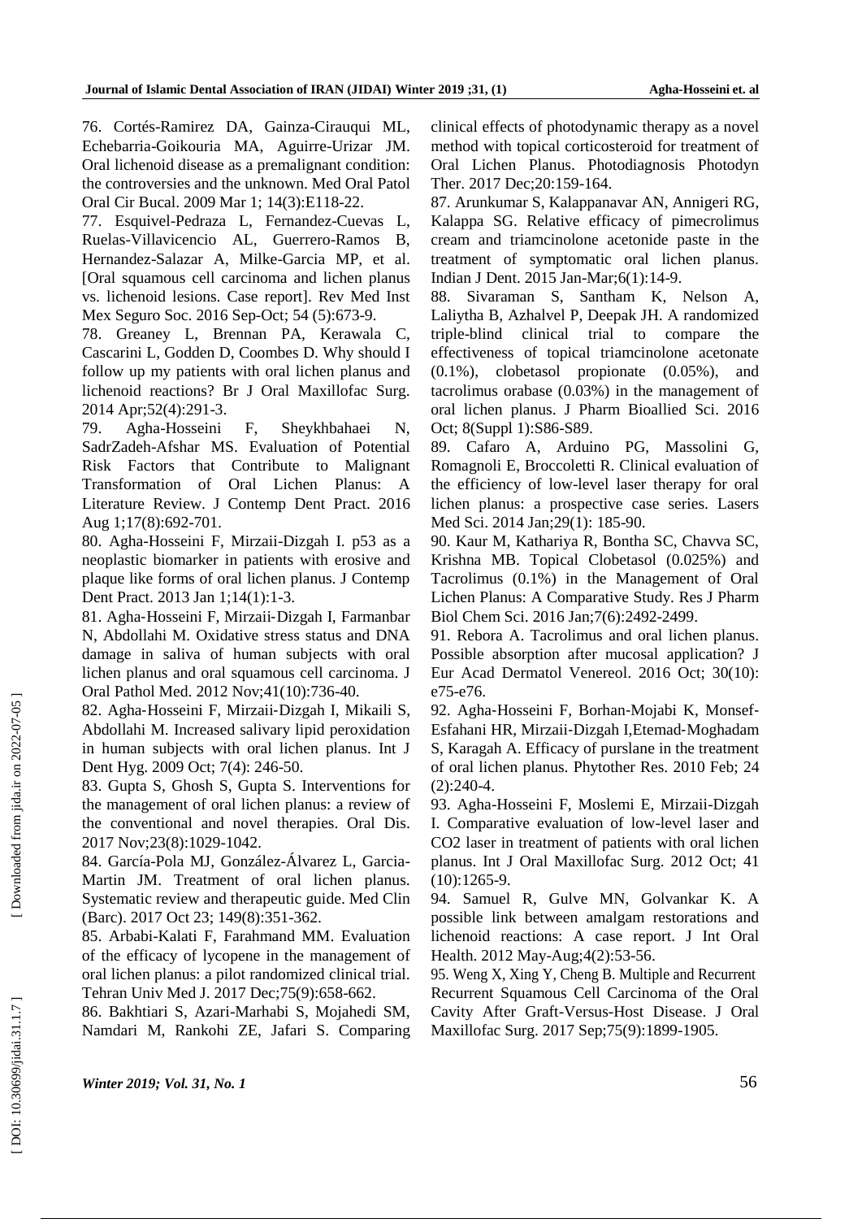76. Cortés-Ramirez DA, Gainza-Cirauqui ML, Echebarria-Goikouria MA, Aguirre-Urizar JM. Oral lichenoid disease as a premalignant condition: the controversies and the unknown. Med Oral Patol Oral Cir Bucal. 2009 Mar 1; 14(3):E118-22.

77. Esquivel-Pedraza L, Fernandez-Cuevas L, Ruelas-Villavicencio AL, Guerrero-Ramos B, Hernandez-Salazar A, Milke-Garcia MP, et al. [Oral squamous cell carcinoma and lichen planus vs. lichenoid lesions. Case report]. Rev Med Inst Mex Seguro Soc. 2016 Sep-Oct; 54 (5):673-9.

78. Greaney L, Brennan PA, Kerawala C, Cascarini L, Godden D, Coombes D. Why should I follow up my patients with oral lichen planus and lichenoid reactions? Br J Oral Maxillofac Surg. 2014 Apr;52(4):291-3.

79. Agha-Hosseini F, Sheykhbahaei N, SadrZadeh-Afshar MS. Evaluation of Potential Risk Factors that Contribute to Malignant Transformation of Oral Lichen Planus: A Literature Review. J Contemp Dent Pract. 2016 Aug 1;17(8):692-701.

80. Agha-Hosseini F, Mirzaii-Dizgah I. p53 as a neoplastic biomarker in patients with erosive and plaque like forms of oral lichen planus. J Contemp Dent Pract. 2013 Jan 1;14(1):1-3.

81. Agha-Hosseini F, Mirzaii-Dizgah I, Farmanbar N, Abdollahi M. Oxidative stress status and DNA damage in saliva of human subjects with oral lichen planus and oral squamous cell carcinoma. J Oral Pathol Med. 2012 Nov;41(10):736-40.

82. Agha-Hosseini F, Mirzaii-Dizgah I, Mikaili S, Abdollahi M. Increased salivary lipid peroxidation in human subjects with oral lichen planus. Int J Dent Hyg. 2009 Oct; 7(4): 246-50.

83. Gupta S, Ghosh S, Gupta S. Interventions for the management of oral lichen planus: a review of the conventional and novel therapies. Oral Dis. 2017 Nov;23(8):1029-1042.

84. García-Pola MJ, González-Álvarez L, Garcia-Martin JM. Treatment of oral lichen planus. Systematic review and therapeutic guide. Med Clin (Barc). 2017 Oct 23; 149(8):351-362.

85. Arbabi-Kalati F, Farahmand MM. Evaluation of the efficacy of lycopene in the management of oral lichen planus: a pilot randomized clinical trial. Tehran Univ Med J. 2017 Dec;75(9):658-662.

86. Bakhtiari S, Azari-Marhabi S, Mojahedi SM, Namdari M, Rankohi ZE, Jafari S. Comparing clinical effects of photodynamic therapy as a novel method with topical corticosteroid for treatment of Oral Lichen Planus. Photodiagnosis Photodyn Ther. 2017 Dec;20:159-164.

87. Arunkumar S, Kalappanavar AN, Annigeri RG, Kalappa SG. Relative efficacy of pimecrolimus cream and triamcinolone acetonide paste in the treatment of symptomatic oral lichen planus. Indian J Dent. 2015 Jan-Mar;6(1):14-9.

88. Sivaraman S, Santham K, Nelson A, Laliytha B, Azhalvel P, Deepak JH. A randomized triple-blind clinical trial to compare the effectiveness of topical triamcinolone acetonate (0.1%), clobetasol propionate (0.05%), and tacrolimus orabase (0.03%) in the management of oral lichen planus. J Pharm Bioallied Sci. 2016 Oct; 8(Suppl 1):S86-S89.

89. Cafaro A, Arduino PG, Massolini G, Romagnoli E, Broccoletti R. Clinical evaluation of the efficiency of low-level laser therapy for oral lichen planus: a prospective case series. Lasers Med Sci. 2014 Jan;29(1): 185-90.

90. Kaur M, Kathariya R, Bontha SC, Chavva SC, Krishna MB. Topical Clobetasol (0.025%) and Tacrolimus (0.1%) in the Management of Oral Lichen Planus: A Comparative Study. Res J Pharm Biol Chem Sci. 2016 Jan;7(6):2492-2499.

91. Rebora A. Tacrolimus and oral lichen planus. Possible absorption after mucosal application? J Eur Acad Dermatol Venereol. 2016 Oct; 30(10): e75-e76.

92. Agha-Hosseini F, Borhan-Mojabi K, Monsef-Esfahani HR, Mirzaii-Dizgah I,Etemad-Moghadam S, Karagah A. Efficacy of purslane in the treatment of oral lichen planus. Phytother Res. 2010 Feb; 24 (2):240-4.

93. Agha-Hosseini F, Moslemi E, Mirzaii-Dizgah I. Comparative evaluation of low-level laser and CO2 laser in treatment of patients with oral lichen planus. Int J Oral Maxillofac Surg. 2012 Oct; 41 (10):1265-9.

94. Samuel R, Gulve MN, Golvankar K. A possible link between amalgam restorations and lichenoid reactions: A case report. J Int Oral Health. 2012 May-Aug;4(2):53-56.

95. Weng X, Xing Y, Cheng B. Multiple and Recurrent Recurrent Squamous Cell Carcinoma of the Oral Cavity After Graft-Versus-Host Disease. J Oral Maxillofac Surg. 2017 Sep;75(9):1899-1905.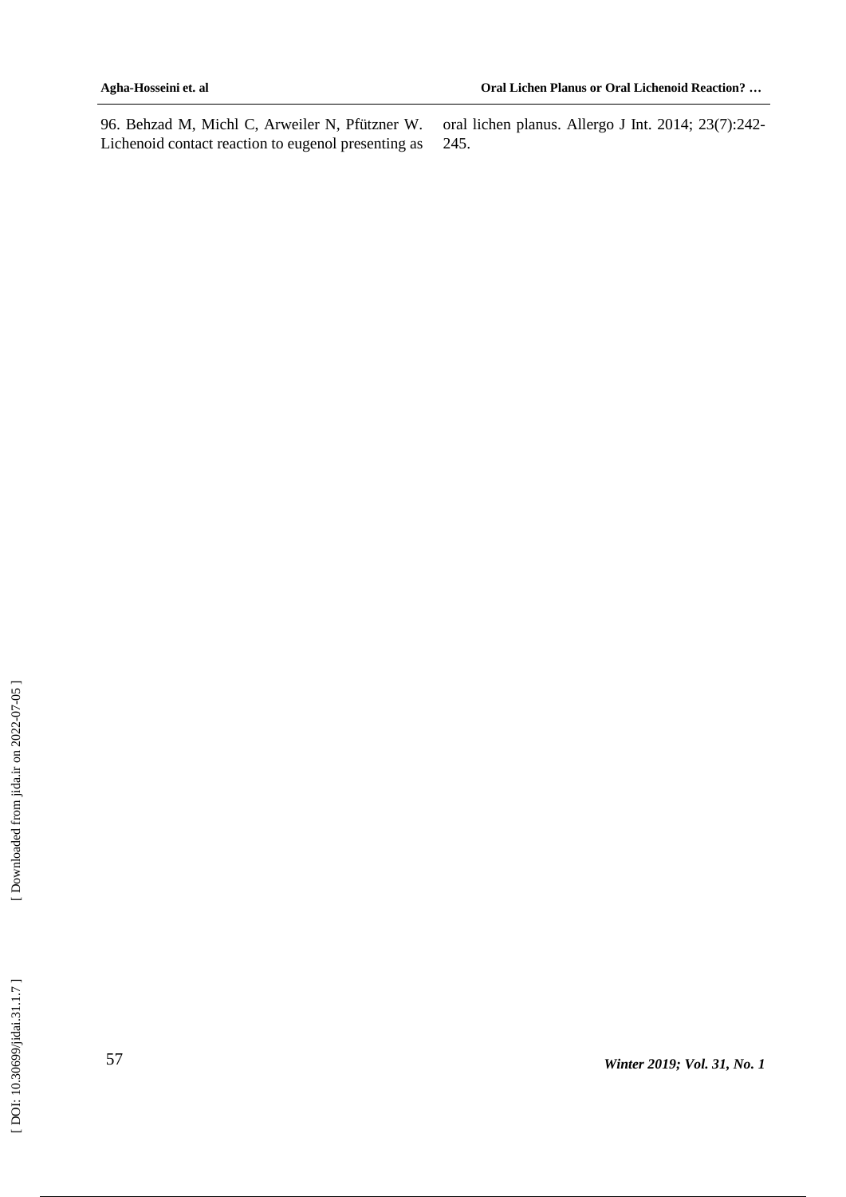96. Behzad M, Michl C, Arweiler N, Pfützner W. Lichenoid contact reaction to eugenol presenting as oral lichen planus. Allergo J Int. 2014; 23(7):242-245.